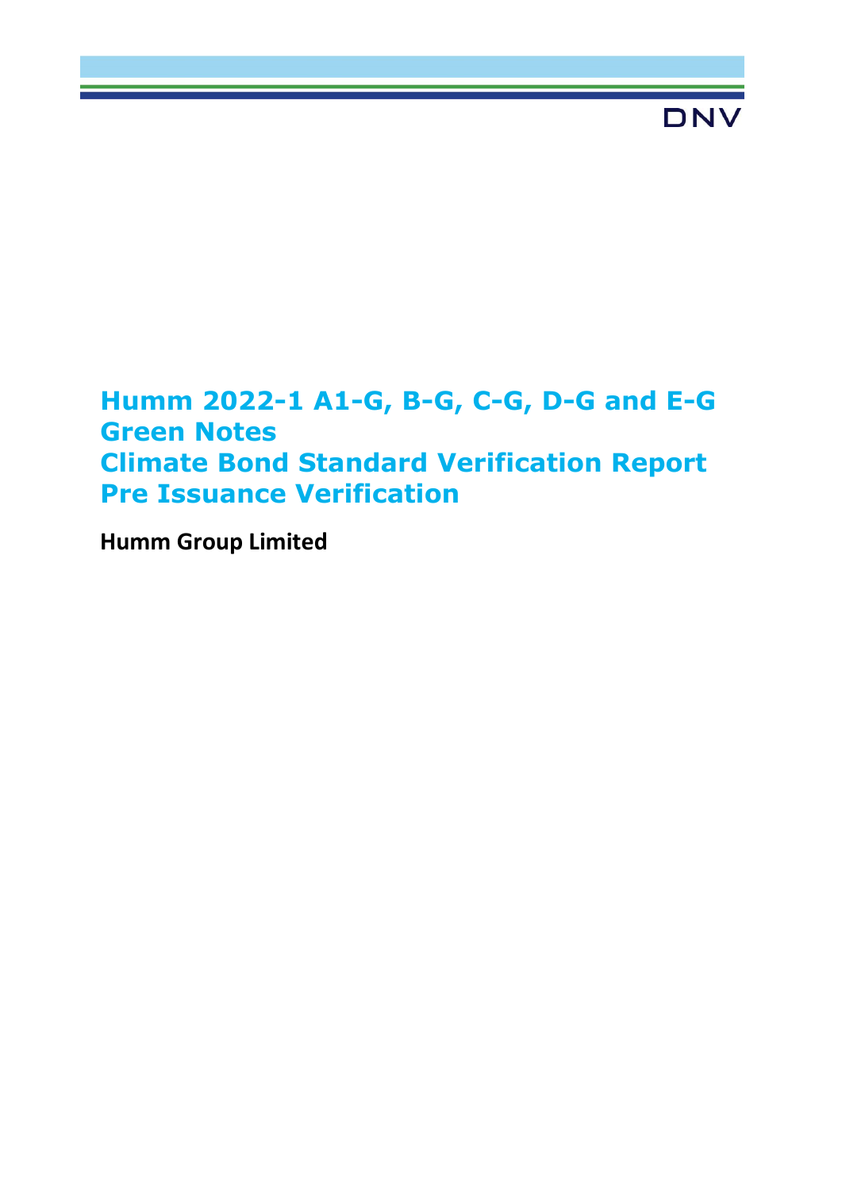DNV

# Humm 2022-1 A1-G, B-G, C-G, D-G and E-G Green Notes
# Climate Bond Standard Verification Report
# Pre Issuance Verification

**Humm Group Limited**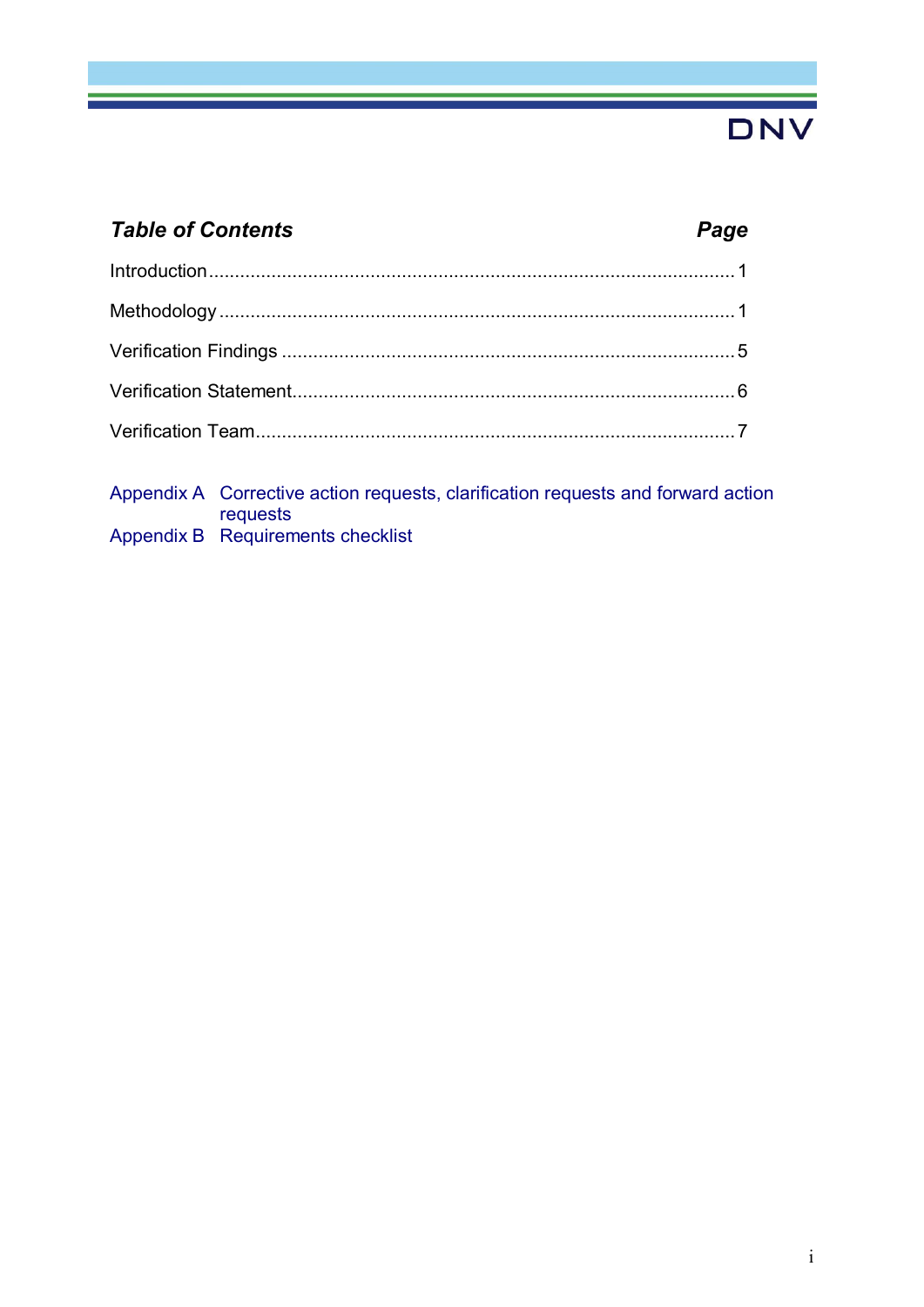| ***Table of Contents*** | ***Page*** |
|---|---|
| Introduction | 1 |
| Methodology | 1 |
| Verification Findings | 5 |
| Verification Statement | 6 |
| Verification Team | 7 |

Appendix A Corrective action requests, clarification requests and forward action requests

Appendix B Requirements checklist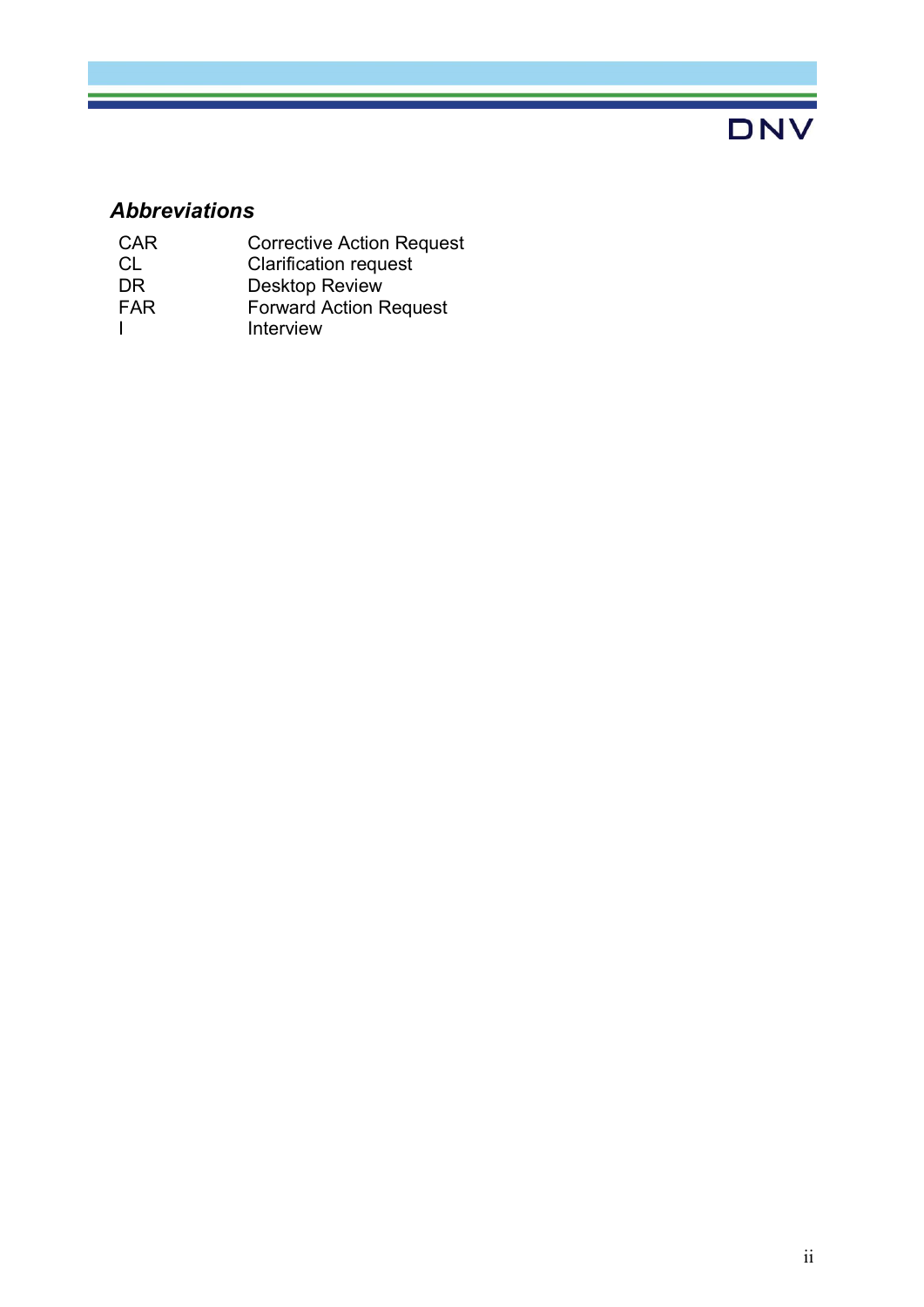### *Abbreviations*

| | |
|---|---|
| CAR | Corrective Action Request |
| CL | Clarification request |
| DR | Desktop Review |
| FAR | Forward Action Request |
| I | Interview |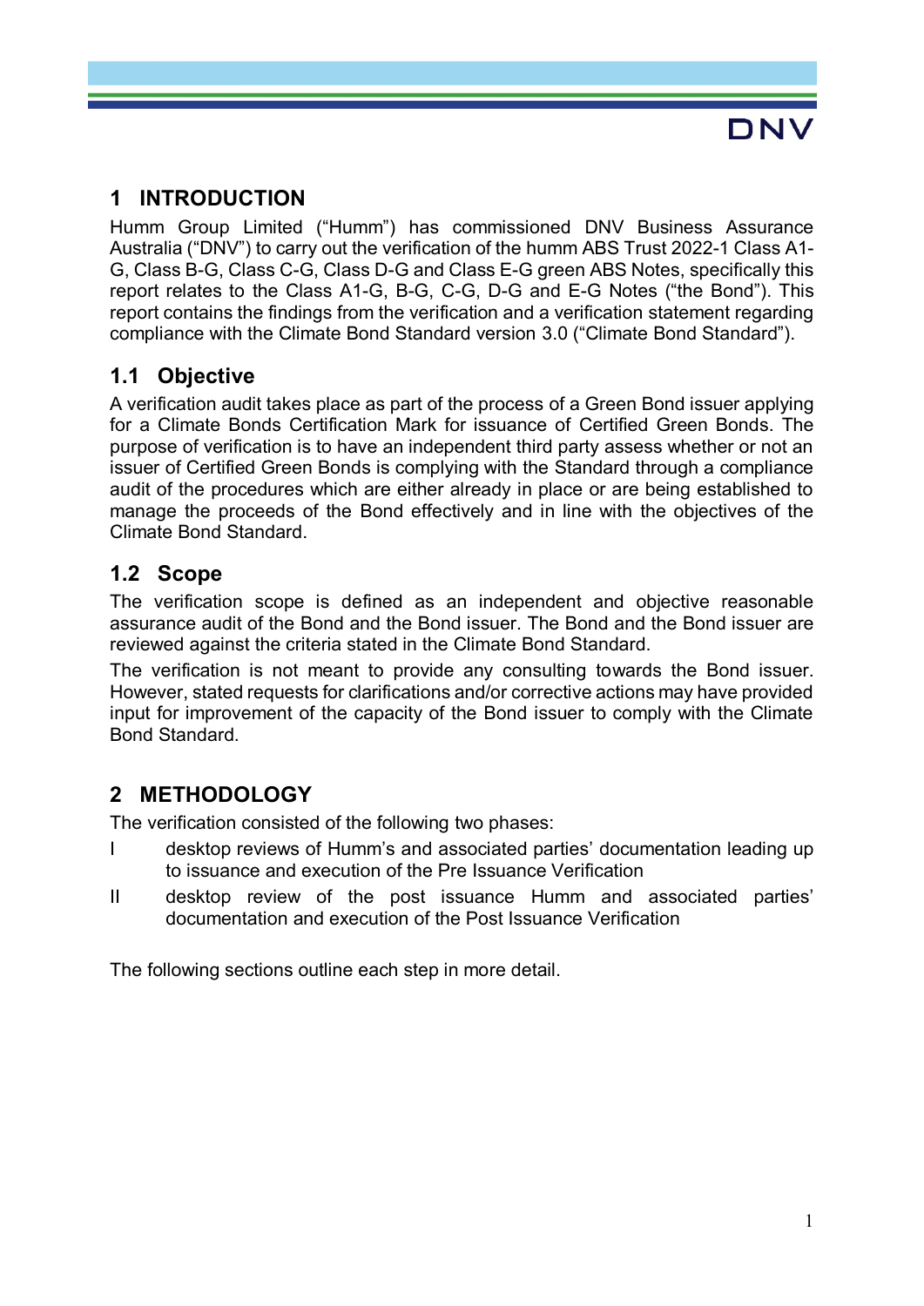# 1 INTRODUCTION

Humm Group Limited ("Humm") has commissioned DNV Business Assurance Australia ("DNV") to carry out the verification of the humm ABS Trust 2022-1 Class A1-G, Class B-G, Class C-G, Class D-G and Class E-G green ABS Notes, specifically this report relates to the Class A1-G, B-G, C-G, D-G and E-G Notes ("the Bond"). This report contains the findings from the verification and a verification statement regarding compliance with the Climate Bond Standard version 3.0 ("Climate Bond Standard").

## 1.1 Objective

A verification audit takes place as part of the process of a Green Bond issuer applying for a Climate Bonds Certification Mark for issuance of Certified Green Bonds. The purpose of verification is to have an independent third party assess whether or not an issuer of Certified Green Bonds is complying with the Standard through a compliance audit of the procedures which are either already in place or are being established to manage the proceeds of the Bond effectively and in line with the objectives of the Climate Bond Standard.

## 1.2 Scope

The verification scope is defined as an independent and objective reasonable assurance audit of the Bond and the Bond issuer. The Bond and the Bond issuer are reviewed against the criteria stated in the Climate Bond Standard.

The verification is not meant to provide any consulting towards the Bond issuer. However, stated requests for clarifications and/or corrective actions may have provided input for improvement of the capacity of the Bond issuer to comply with the Climate Bond Standard.

# 2 METHODOLOGY

The verification consisted of the following two phases:

I desktop reviews of Humm's and associated parties' documentation leading up to issuance and execution of the Pre Issuance Verification

II desktop review of the post issuance Humm and associated parties' documentation and execution of the Post Issuance Verification

The following sections outline each step in more detail.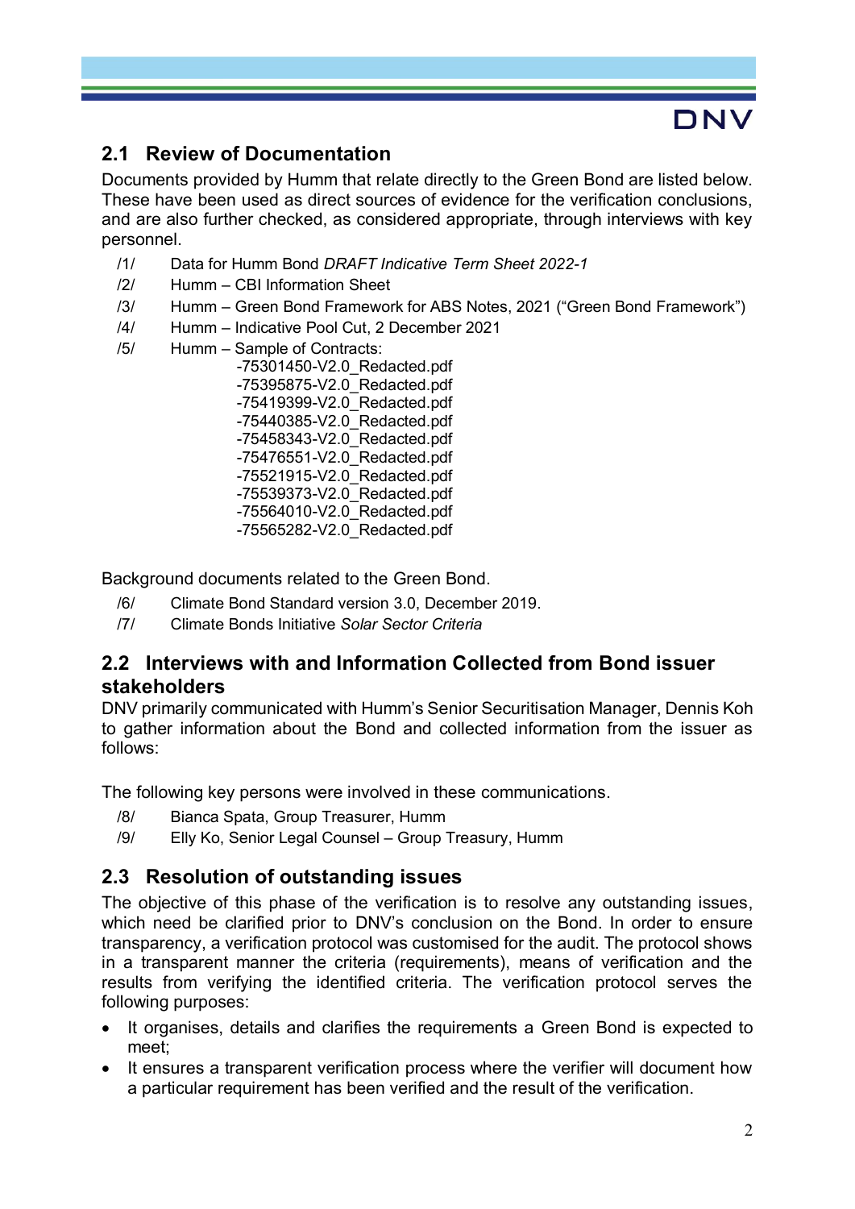## 2.1 Review of Documentation

Documents provided by Humm that relate directly to the Green Bond are listed below. These have been used as direct sources of evidence for the verification conclusions, and are also further checked, as considered appropriate, through interviews with key personnel.

- /1/ Data for Humm Bond *DRAFT Indicative Term Sheet 2022-1*
- /2/ Humm – CBI Information Sheet
- /3/ Humm – Green Bond Framework for ABS Notes, 2021 ("Green Bond Framework")
- /4/ Humm – Indicative Pool Cut, 2 December 2021
- /5/ Humm – Sample of Contracts:
  - -75301450-V2.0_Redacted.pdf
  - -75395875-V2.0_Redacted.pdf
  - -75419399-V2.0_Redacted.pdf
  - -75440385-V2.0_Redacted.pdf
  - -75458343-V2.0_Redacted.pdf
  - -75476551-V2.0_Redacted.pdf
  - -75521915-V2.0_Redacted.pdf
  - -75539373-V2.0_Redacted.pdf
  - -75564010-V2.0_Redacted.pdf
  - -75565282-V2.0_Redacted.pdf

Background documents related to the Green Bond.

- /6/ Climate Bond Standard version 3.0, December 2019.
- /7/ Climate Bonds Initiative *Solar Sector Criteria*

## 2.2 Interviews with and Information Collected from Bond issuer stakeholders

DNV primarily communicated with Humm's Senior Securitisation Manager, Dennis Koh to gather information about the Bond and collected information from the issuer as follows:

The following key persons were involved in these communications.

- /8/ Bianca Spata, Group Treasurer, Humm
- /9/ Elly Ko, Senior Legal Counsel – Group Treasury, Humm

## 2.3 Resolution of outstanding issues

The objective of this phase of the verification is to resolve any outstanding issues, which need be clarified prior to DNV's conclusion on the Bond. In order to ensure transparency, a verification protocol was customised for the audit. The protocol shows in a transparent manner the criteria (requirements), means of verification and the results from verifying the identified criteria. The verification protocol serves the following purposes:

- It organises, details and clarifies the requirements a Green Bond is expected to meet;
- It ensures a transparent verification process where the verifier will document how a particular requirement has been verified and the result of the verification.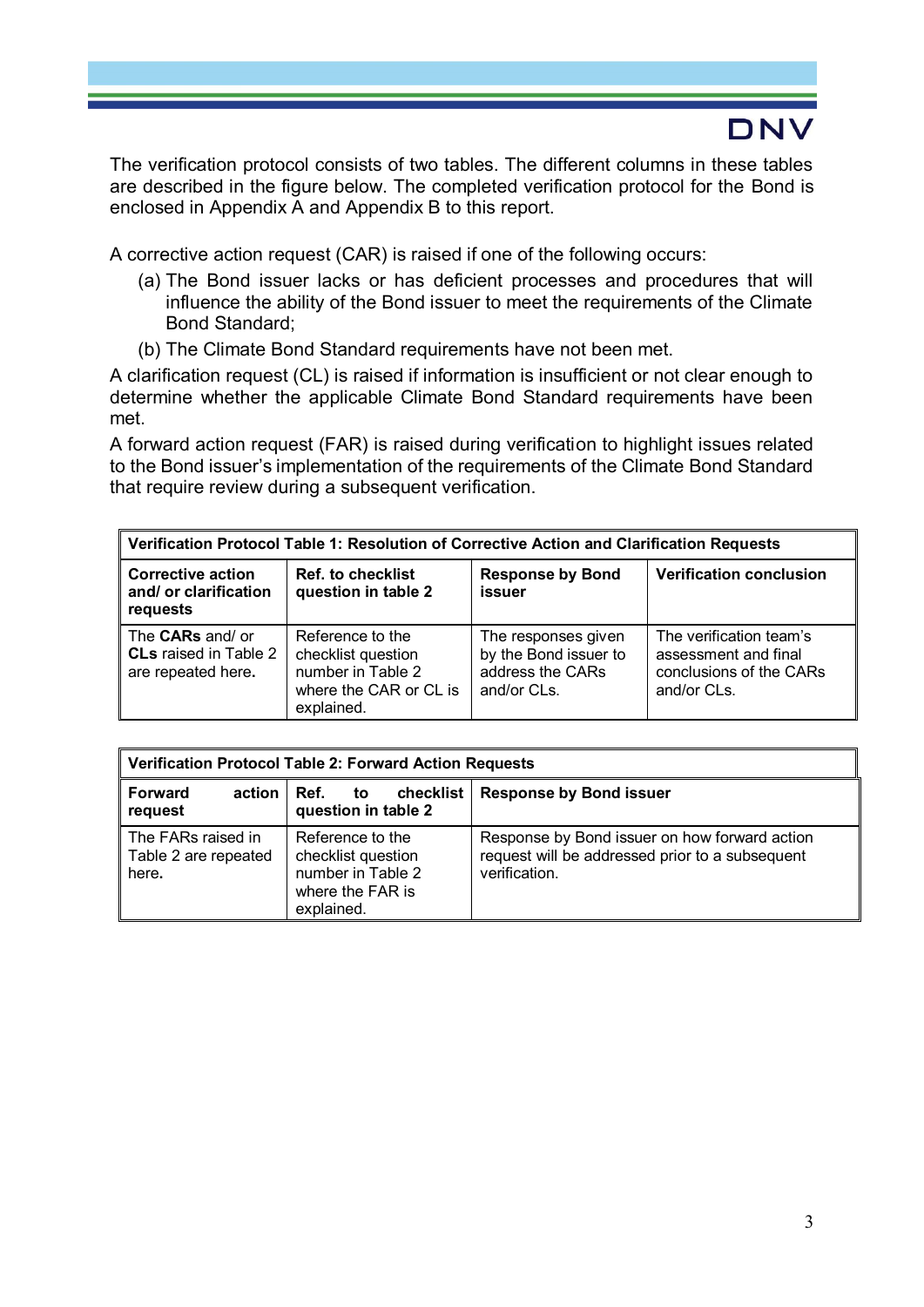The verification protocol consists of two tables. The different columns in these tables are described in the figure below. The completed verification protocol for the Bond is enclosed in Appendix A and Appendix B to this report.

A corrective action request (CAR) is raised if one of the following occurs:

(a) The Bond issuer lacks or has deficient processes and procedures that will influence the ability of the Bond issuer to meet the requirements of the Climate Bond Standard;

(b) The Climate Bond Standard requirements have not been met.

A clarification request (CL) is raised if information is insufficient or not clear enough to determine whether the applicable Climate Bond Standard requirements have been met.

A forward action request (FAR) is raised during verification to highlight issues related to the Bond issuer's implementation of the requirements of the Climate Bond Standard that require review during a subsequent verification.

| **Verification Protocol Table 1: Resolution of Corrective Action and Clarification Requests** | | | |
|---|---|---|---|
| **Corrective action and/ or clarification requests** | **Ref. to checklist question in table 2** | **Response by Bond issuer** | **Verification conclusion** |
| The **CARs** and/ or **CLs** raised in Table 2 are repeated here**.** | Reference to the checklist question number in Table 2 where the CAR or CL is explained. | The responses given by the Bond issuer to address the CARs and/or CLs. | The verification team's assessment and final conclusions of the CARs and/or CLs. |

| **Verification Protocol Table 2: Forward Action Requests** | | |
|---|---|---|
| **Forward action request** | **Ref. to checklist question in table 2** | **Response by Bond issuer** |
| The FARs raised in Table 2 are repeated here**.** | Reference to the checklist question number in Table 2 where the FAR is explained. | Response by Bond issuer on how forward action request will be addressed prior to a subsequent verification. |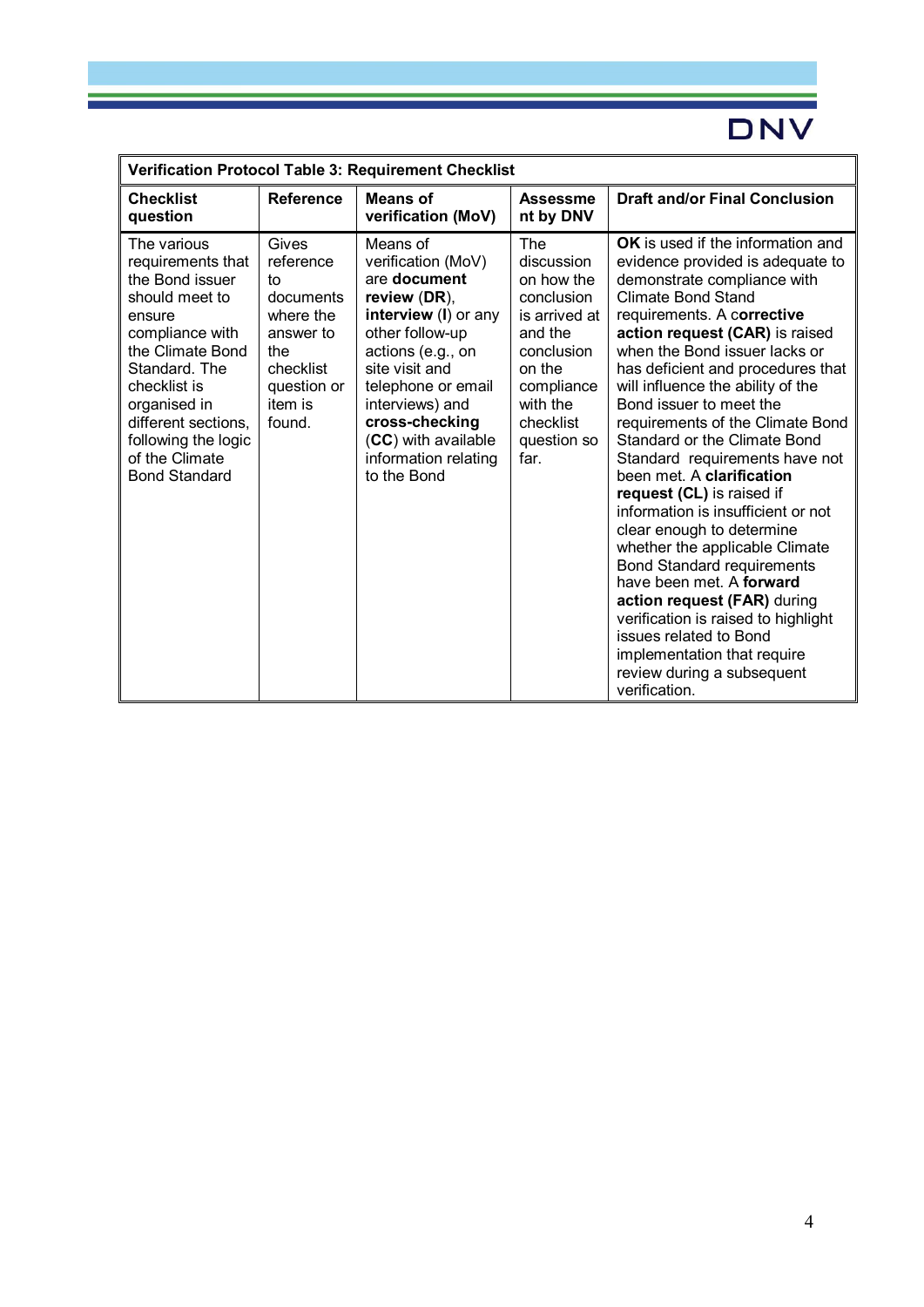| Verification Protocol Table 3: Requirement Checklist | | | | |
|---|---|---|---|---|
| **Checklist question** | **Reference** | **Means of verification (MoV)** | **Assessment by DNV** | **Draft and/or Final Conclusion** |
| The various requirements that the Bond issuer should meet to ensure compliance with the Climate Bond Standard. The checklist is organised in different sections, following the logic of the Climate Bond Standard | Gives reference to documents where the answer to the checklist question or item is found. | Means of verification (MoV) are **document review** (**DR**), **interview** (**I**) or any other follow-up actions (e.g., on site visit and telephone or email interviews) and **cross-checking** (**CC**) with available information relating to the Bond | The discussion on how the conclusion is arrived at and the conclusion on the compliance with the checklist question so far. | **OK** is used if the information and evidence provided is adequate to demonstrate compliance with Climate Bond Stand requirements. A **corrective action request (CAR)** is raised when the Bond issuer lacks or has deficient and procedures that will influence the ability of the Bond issuer to meet the requirements of the Climate Bond Standard or the Climate Bond Standard requirements have not been met. A **clarification request (CL)** is raised if information is insufficient or not clear enough to determine whether the applicable Climate Bond Standard requirements have been met. A **forward action request (FAR)** during verification is raised to highlight issues related to Bond implementation that require review during a subsequent verification. |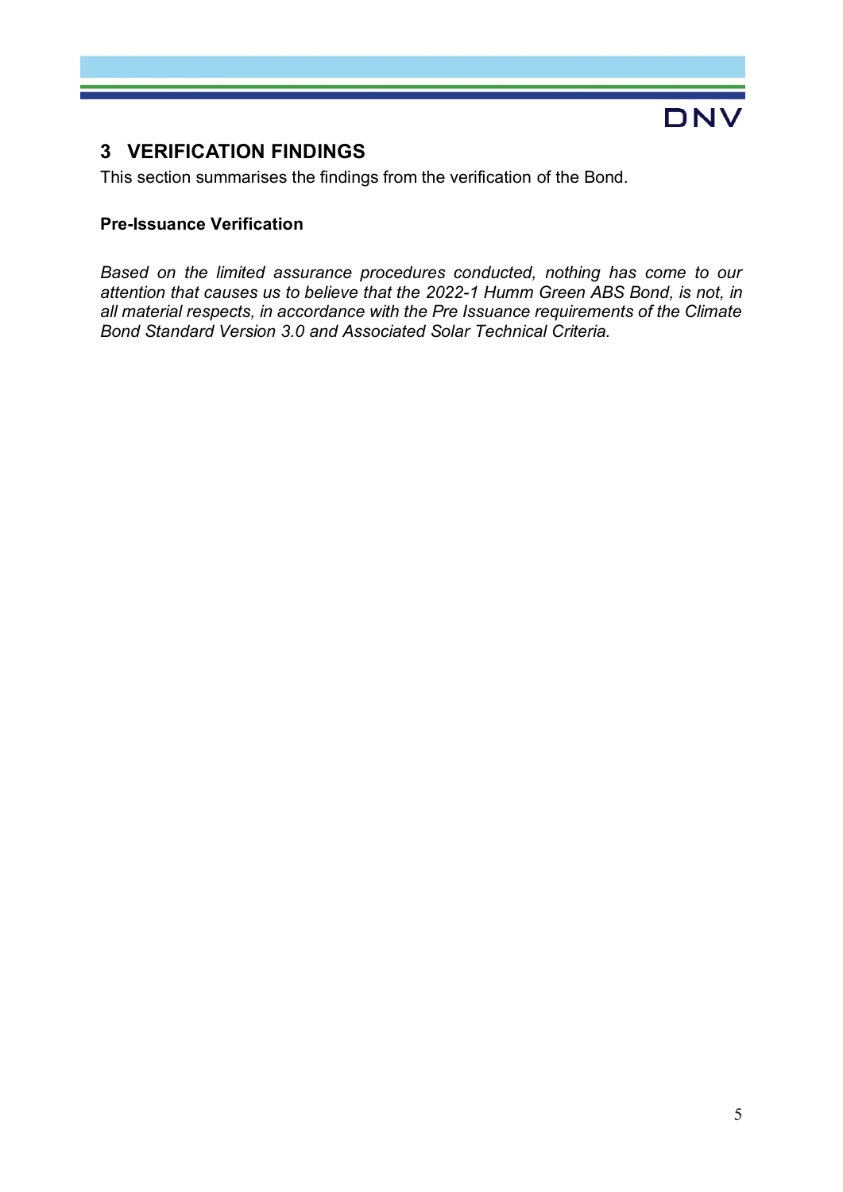# 3 VERIFICATION FINDINGS

This section summarises the findings from the verification of the Bond.

**Pre-Issuance Verification**

*Based on the limited assurance procedures conducted, nothing has come to our attention that causes us to believe that the 2022-1 Humm Green ABS Bond, is not, in all material respects, in accordance with the Pre Issuance requirements of the Climate Bond Standard Version 3.0 and Associated Solar Technical Criteria.*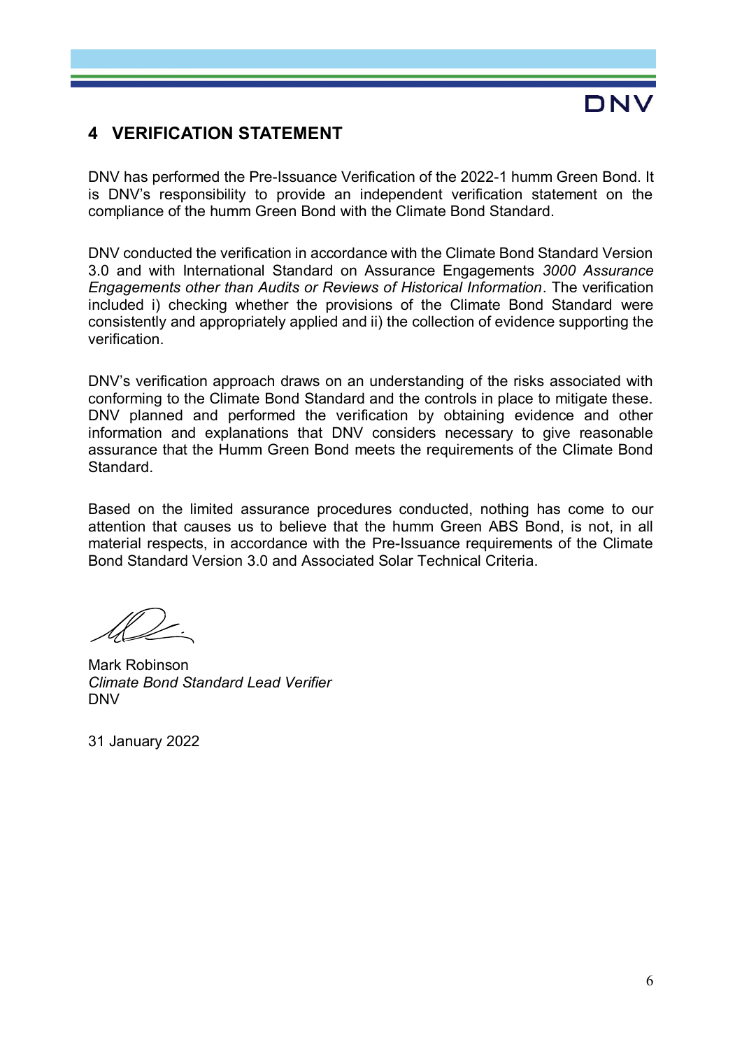## 4 VERIFICATION STATEMENT

DNV has performed the Pre-Issuance Verification of the 2022-1 humm Green Bond. It is DNV's responsibility to provide an independent verification statement on the compliance of the humm Green Bond with the Climate Bond Standard.

DNV conducted the verification in accordance with the Climate Bond Standard Version 3.0 and with International Standard on Assurance Engagements *3000 Assurance Engagements other than Audits or Reviews of Historical Information*. The verification included i) checking whether the provisions of the Climate Bond Standard were consistently and appropriately applied and ii) the collection of evidence supporting the verification.

DNV's verification approach draws on an understanding of the risks associated with conforming to the Climate Bond Standard and the controls in place to mitigate these. DNV planned and performed the verification by obtaining evidence and other information and explanations that DNV considers necessary to give reasonable assurance that the Humm Green Bond meets the requirements of the Climate Bond Standard.

Based on the limited assurance procedures conducted, nothing has come to our attention that causes us to believe that the humm Green ABS Bond, is not, in all material respects, in accordance with the Pre-Issuance requirements of the Climate Bond Standard Version 3.0 and Associated Solar Technical Criteria.

Mark Robinson
*Climate Bond Standard Lead Verifier*
DNV

31 January 2022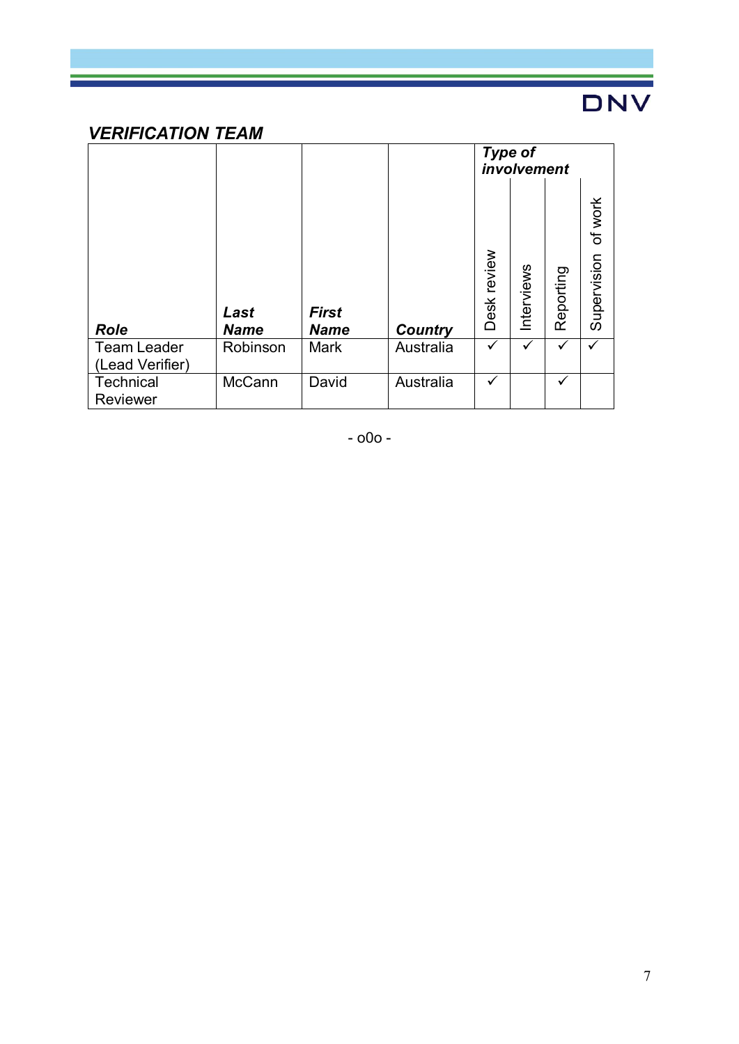## *VERIFICATION TEAM*

| ***Role*** | ***Last Name*** | ***First Name*** | ***Country*** | ***Type of involvement*** | | | |
|---|---|---|---|---|---|---|---|
| | | | | Desk review | Interviews | Reporting | Supervision of work |
| Team Leader (Lead Verifier) | Robinson | Mark | Australia | ✓ | ✓ | ✓ | ✓ |
| Technical Reviewer | McCann | David | Australia | ✓ | | ✓ | |

- o0o -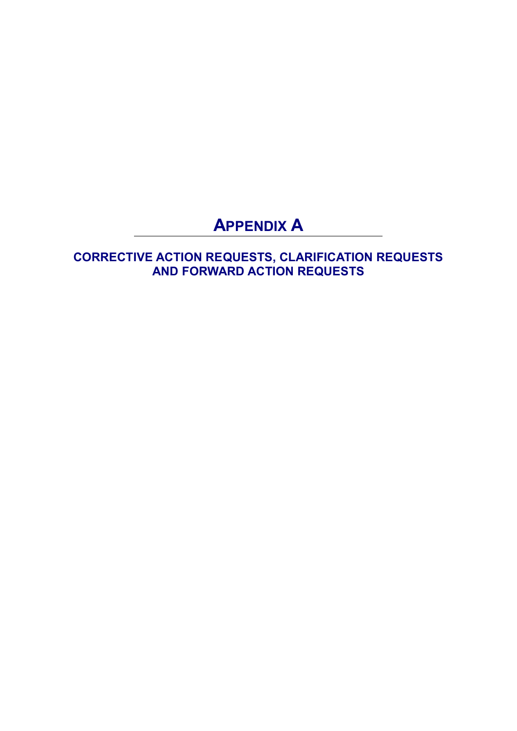# APPENDIX A

## CORRECTIVE ACTION REQUESTS, CLARIFICATION REQUESTS AND FORWARD ACTION REQUESTS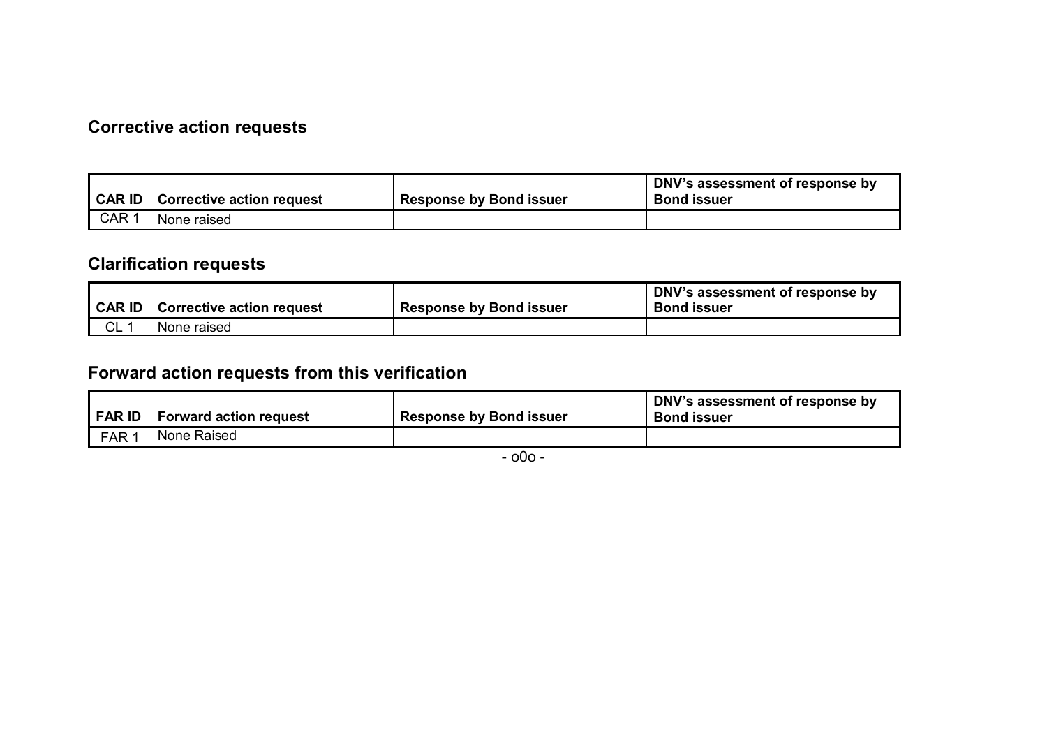## Corrective action requests

| CAR ID | Corrective action request | Response by Bond issuer | DNV's assessment of response by Bond issuer |
|---|---|---|---|
| CAR 1 | None raised | | |

## Clarification requests

| CAR ID | Corrective action request | Response by Bond issuer | DNV's assessment of response by Bond issuer |
|---|---|---|---|
| CL 1 | None raised | | |

## Forward action requests from this verification

| FAR ID | Forward action request | Response by Bond issuer | DNV's assessment of response by Bond issuer |
|---|---|---|---|
| FAR 1 | None Raised | | |

- o0o -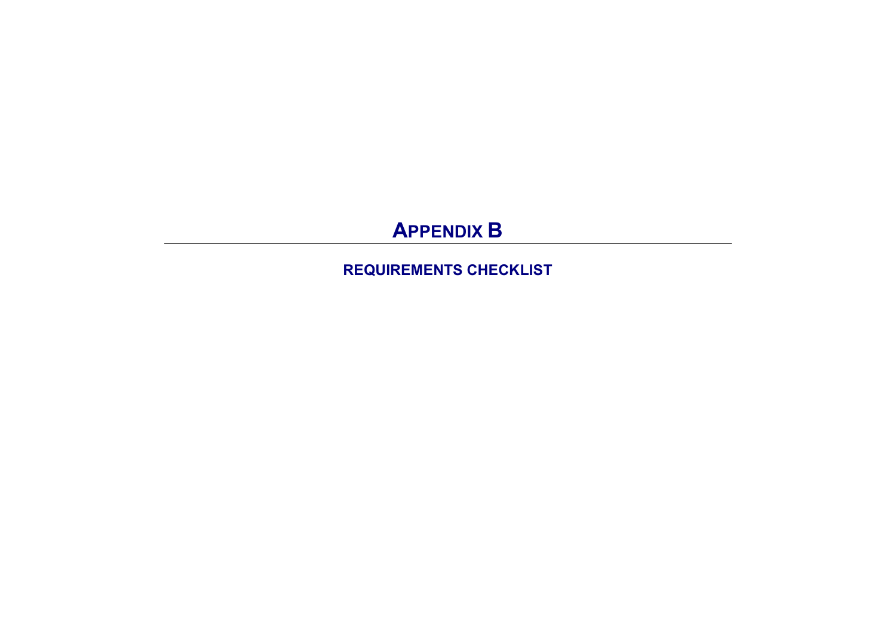# APPENDIX B

## REQUIREMENTS CHECKLIST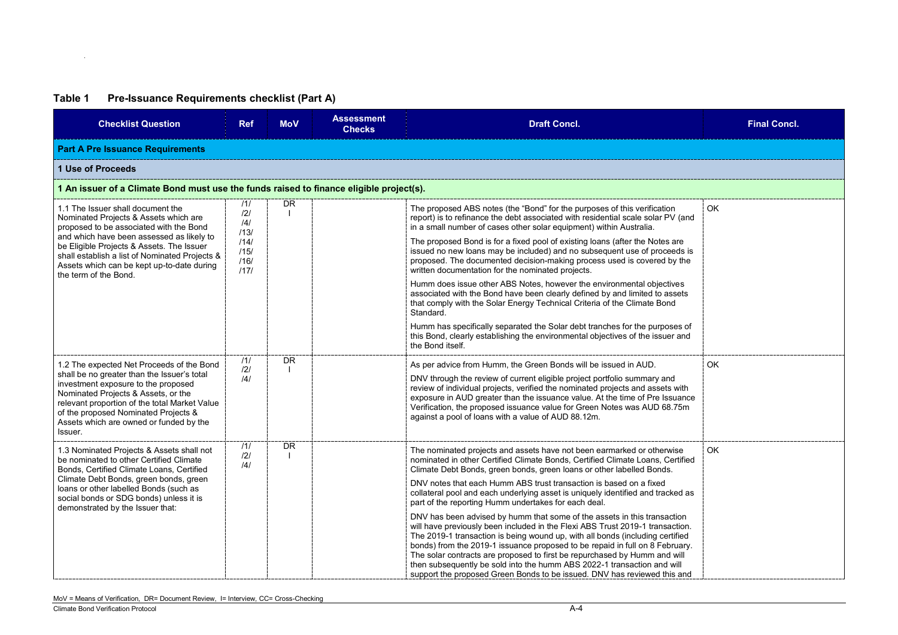## Table 1 Pre-Issuance Requirements checklist (Part A)

| Checklist Question | Ref | MoV | Assessment Checks | Draft Concl. | Final Concl. |
|---|---|---|---|---|---|
| **Part A Pre Issuance Requirements** | | | | | |
| **1 Use of Proceeds** | | | | | |
| **1 An issuer of a Climate Bond must use the funds raised to finance eligible project(s).** | | | | | |
| 1.1 The Issuer shall document the Nominated Projects & Assets which are proposed to be associated with the Bond and which have been assessed as likely to be Eligible Projects & Assets. The Issuer shall establish a list of Nominated Projects & Assets which can be kept up-to-date during the term of the Bond. | /1/ /2/ /4/ /13/ /14/ /15/ /16/ /17/ | DR I | | The proposed ABS notes (the "Bond" for the purposes of this verification report) is to refinance the debt associated with residential scale solar PV (and in a small number of cases other solar equipment) within Australia.<br><br>The proposed Bond is for a fixed pool of existing loans (after the Notes are issued no new loans may be included) and no subsequent use of proceeds is proposed. The documented decision-making process used is covered by the written documentation for the nominated projects.<br><br>Humm does issue other ABS Notes, however the environmental objectives associated with the Bond have been clearly defined by and limited to assets that comply with the Solar Energy Technical Criteria of the Climate Bond Standard.<br><br>Humm has specifically separated the Solar debt tranches for the purposes of this Bond, clearly establishing the environmental objectives of the issuer and the Bond itself. | OK |
| 1.2 The expected Net Proceeds of the Bond shall be no greater than the Issuer's total investment exposure to the proposed Nominated Projects & Assets, or the relevant proportion of the total Market Value of the proposed Nominated Projects & Assets which are owned or funded by the Issuer. | /1/ /2/ /4/ | DR I | | As per advice from Humm, the Green Bonds will be issued in AUD.<br><br>DNV through the review of current eligible project portfolio summary and review of individual projects, verified the nominated projects and assets with exposure in AUD greater than the issuance value. At the time of Pre Issuance Verification, the proposed issuance value for Green Notes was AUD 68.75m against a pool of loans with a value of AUD 88.12m. | OK |
| 1.3 Nominated Projects & Assets shall not be nominated to other Certified Climate Bonds, Certified Climate Loans, Certified Climate Debt Bonds, green bonds, green loans or other labelled Bonds (such as social bonds or SDG bonds) unless it is demonstrated by the Issuer that: | /1/ /2/ /4/ | DR I | | The nominated projects and assets have not been earmarked or otherwise nominated in other Certified Climate Bonds, Certified Climate Loans, Certified Climate Debt Bonds, green bonds, green loans or other labelled Bonds.<br><br>DNV notes that each Humm ABS trust transaction is based on a fixed collateral pool and each underlying asset is uniquely identified and tracked as part of the reporting Humm undertakes for each deal.<br><br>DNV has been advised by humm that some of the assets in this transaction will have previously been included in the Flexi ABS Trust 2019-1 transaction. The 2019-1 transaction is being wound up, with all bonds (including certified bonds) from the 2019-1 issuance proposed to be repaid in full on 8 February. The solar contracts are proposed to first be repurchased by Humm and will then subsequently be sold into the humm ABS 2022-1 transaction and will support the proposed Green Bonds to be issued. DNV has reviewed this and | OK |

MoV = Means of Verification, DR= Document Review, I= Interview, CC= Cross-Checking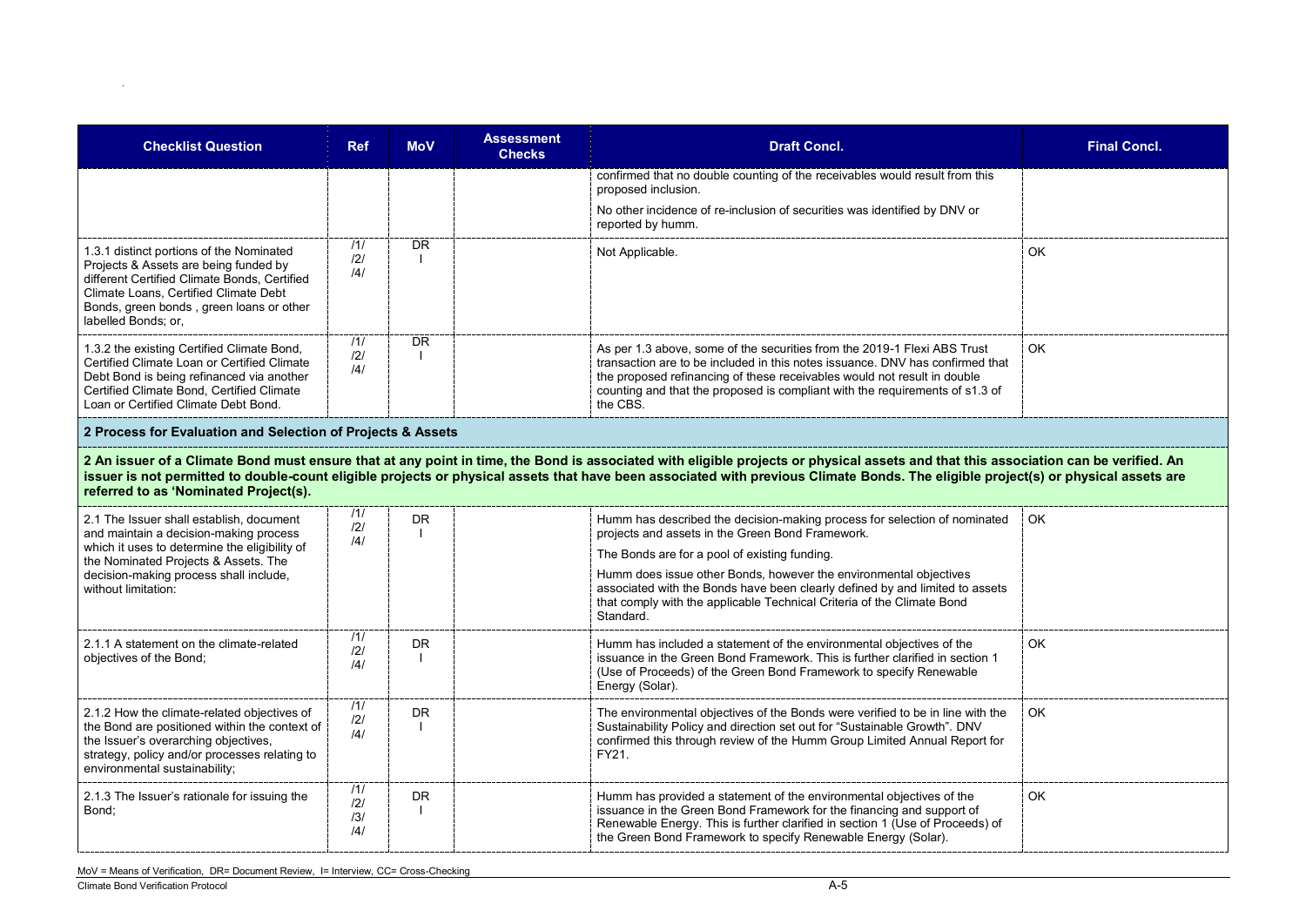| Checklist Question | Ref | MoV | Assessment Checks | Draft Concl. | Final Concl. |
|---|---|---|---|---|---|
| | | | | confirmed that no double counting of the receivables would result from this proposed inclusion. No other incidence of re-inclusion of securities was identified by DNV or reported by humm. | |
| 1.3.1 distinct portions of the Nominated Projects & Assets are being funded by different Certified Climate Bonds, Certified Climate Loans, Certified Climate Debt Bonds, green bonds , green loans or other labelled Bonds; or, | /1/ /2/ /4/ | DR I | | Not Applicable. | OK |
| 1.3.2 the existing Certified Climate Bond, Certified Climate Loan or Certified Climate Debt Bond is being refinanced via another Certified Climate Bond, Certified Climate Loan or Certified Climate Debt Bond. | /1/ /2/ /4/ | DR I | | As per 1.3 above, some of the securities from the 2019-1 Flexi ABS Trust transaction are to be included in this notes issuance. DNV has confirmed that the proposed refinancing of these receivables would not result in double counting and that the proposed is compliant with the requirements of s1.3 of the CBS. | OK |
| **2 Process for Evaluation and Selection of Projects & Assets** | | | | | |
| **2 An issuer of a Climate Bond must ensure that at any point in time, the Bond is associated with eligible projects or physical assets and that this association can be verified. An issuer is not permitted to double-count eligible projects or physical assets that have been associated with previous Climate Bonds. The eligible project(s) or physical assets are referred to as 'Nominated Project(s).** | | | | | |
| 2.1 The Issuer shall establish, document and maintain a decision-making process which it uses to determine the eligibility of the Nominated Projects & Assets. The decision-making process shall include, without limitation: | /1/ /2/ /4/ | DR I | | Humm has described the decision-making process for selection of nominated projects and assets in the Green Bond Framework. The Bonds are for a pool of existing funding. Humm does issue other Bonds, however the environmental objectives associated with the Bonds have been clearly defined by and limited to assets that comply with the applicable Technical Criteria of the Climate Bond Standard. | OK |
| 2.1.1 A statement on the climate-related objectives of the Bond; | /1/ /2/ /4/ | DR I | | Humm has included a statement of the environmental objectives of the issuance in the Green Bond Framework. This is further clarified in section 1 (Use of Proceeds) of the Green Bond Framework to specify Renewable Energy (Solar). | OK |
| 2.1.2 How the climate-related objectives of the Bond are positioned within the context of the Issuer's overarching objectives, strategy, policy and/or processes relating to environmental sustainability; | /1/ /2/ /4/ | DR I | | The environmental objectives of the Bonds were verified to be in line with the Sustainability Policy and direction set out for "Sustainable Growth". DNV confirmed this through review of the Humm Group Limited Annual Report for FY21. | OK |
| 2.1.3 The Issuer's rationale for issuing the Bond; | /1/ /2/ /3/ /4/ | DR I | | Humm has provided a statement of the environmental objectives of the issuance in the Green Bond Framework for the financing and support of Renewable Energy. This is further clarified in section 1 (Use of Proceeds) of the Green Bond Framework to specify Renewable Energy (Solar). | OK |

MoV = Means of Verification, DR= Document Review, I= Interview, CC= Cross-Checking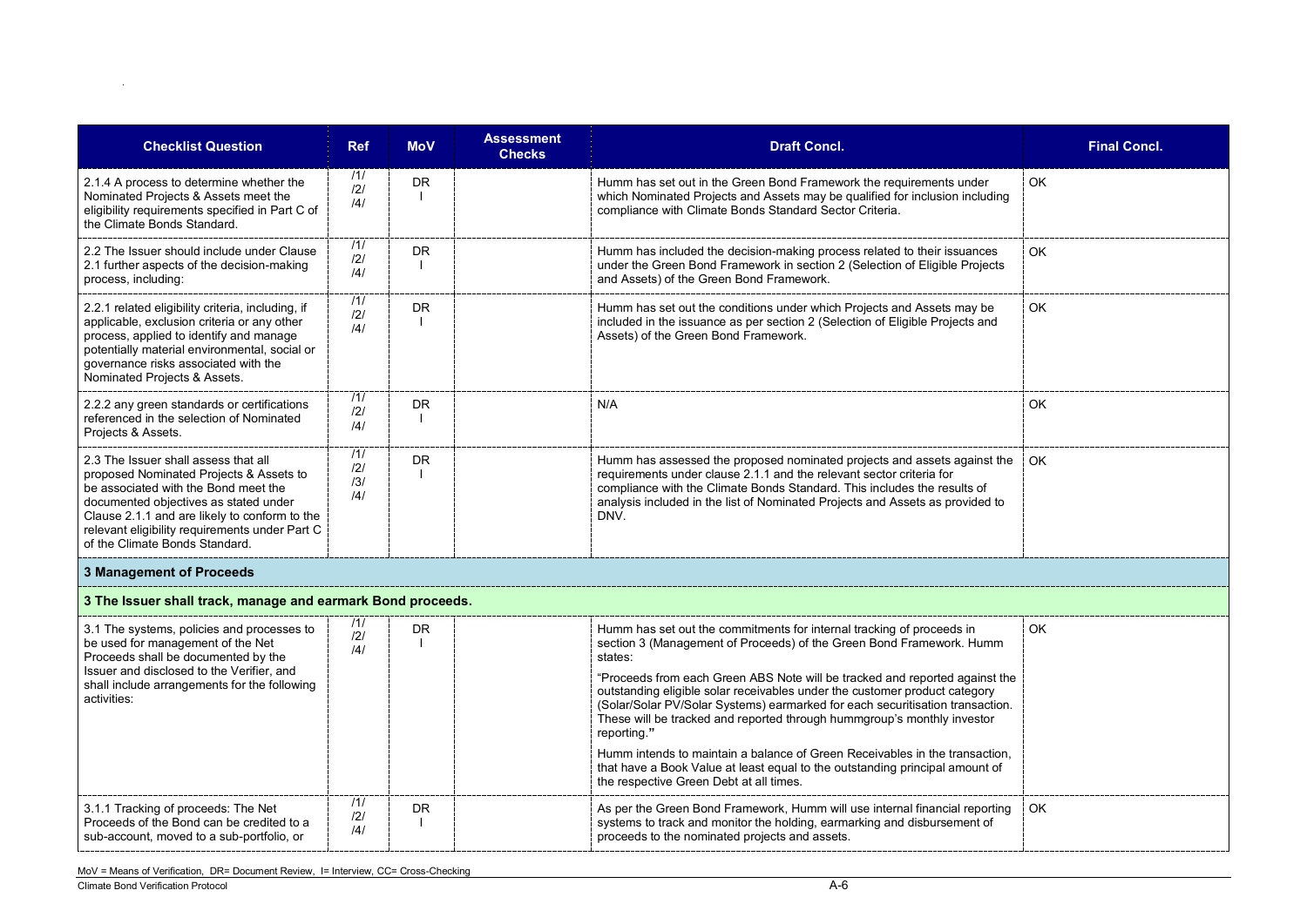| Checklist Question | Ref | MoV | Assessment Checks | Draft Concl. | Final Concl. |
|---|---|---|---|---|---|
| 2.1.4 A process to determine whether the Nominated Projects & Assets meet the eligibility requirements specified in Part C of the Climate Bonds Standard. | /1/ /2/ /4/ | DR I | | Humm has set out in the Green Bond Framework the requirements under which Nominated Projects and Assets may be qualified for inclusion including compliance with Climate Bonds Standard Sector Criteria. | OK |
| 2.2 The Issuer should include under Clause 2.1 further aspects of the decision-making process, including: | /1/ /2/ /4/ | DR I | | Humm has included the decision-making process related to their issuances under the Green Bond Framework in section 2 (Selection of Eligible Projects and Assets) of the Green Bond Framework. | OK |
| 2.2.1 related eligibility criteria, including, if applicable, exclusion criteria or any other process, applied to identify and manage potentially material environmental, social or governance risks associated with the Nominated Projects & Assets. | /1/ /2/ /4/ | DR I | | Humm has set out the conditions under which Projects and Assets may be included in the issuance as per section 2 (Selection of Eligible Projects and Assets) of the Green Bond Framework. | OK |
| 2.2.2 any green standards or certifications referenced in the selection of Nominated Projects & Assets. | /1/ /2/ /4/ | DR I | | N/A | OK |
| 2.3 The Issuer shall assess that all proposed Nominated Projects & Assets to be associated with the Bond meet the documented objectives as stated under Clause 2.1.1 and are likely to conform to the relevant eligibility requirements under Part C of the Climate Bonds Standard. | /1/ /2/ /3/ /4/ | DR I | | Humm has assessed the proposed nominated projects and assets against the requirements under clause 2.1.1 and the relevant sector criteria for compliance with the Climate Bonds Standard. This includes the results of analysis included in the list of Nominated Projects and Assets as provided to DNV. | OK |
| **3 Management of Proceeds** | | | | | |
| **3 The Issuer shall track, manage and earmark Bond proceeds.** | | | | | |
| 3.1 The systems, policies and processes to be used for management of the Net Proceeds shall be documented by the Issuer and disclosed to the Verifier, and shall include arrangements for the following activities: | /1/ /2/ /4/ | DR I | | Humm has set out the commitments for internal tracking of proceeds in section 3 (Management of Proceeds) of the Green Bond Framework. Humm states:<br><br>"Proceeds from each Green ABS Note will be tracked and reported against the outstanding eligible solar receivables under the customer product category (Solar/Solar PV/Solar Systems) earmarked for each securitisation transaction. These will be tracked and reported through hummgroup's monthly investor reporting."<br><br>Humm intends to maintain a balance of Green Receivables in the transaction, that have a Book Value at least equal to the outstanding principal amount of the respective Green Debt at all times. | OK |
| 3.1.1 Tracking of proceeds: The Net Proceeds of the Bond can be credited to a sub-account, moved to a sub-portfolio, or | /1/ /2/ /4/ | DR I | | As per the Green Bond Framework, Humm will use internal financial reporting systems to track and monitor the holding, earmarking and disbursement of proceeds to the nominated projects and assets. | OK |

MoV = Means of Verification, DR= Document Review, I= Interview, CC= Cross-Checking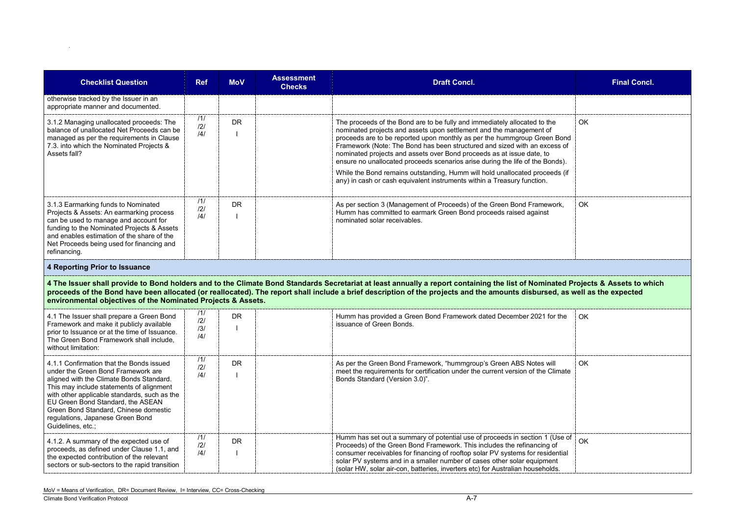| Checklist Question | Ref | MoV | Assessment Checks | Draft Concl. | Final Concl. |
|---|---|---|---|---|---|
| otherwise tracked by the Issuer in an appropriate manner and documented. | | | | | |
| 3.1.2 Managing unallocated proceeds: The balance of unallocated Net Proceeds can be managed as per the requirements in Clause 7.3. into which the Nominated Projects & Assets fall? | /1/ /2/ /4/ | DR I | | The proceeds of the Bond are to be fully and immediately allocated to the nominated projects and assets upon settlement and the management of proceeds are to be reported upon monthly as per the hummgroup Green Bond Framework (Note: The Bond has been structured and sized with an excess of nominated projects and assets over Bond proceeds as at issue date, to ensure no unallocated proceeds scenarios arise during the life of the Bonds).<br><br>While the Bond remains outstanding, Humm will hold unallocated proceeds (if any) in cash or cash equivalent instruments within a Treasury function. | OK |
| 3.1.3 Earmarking funds to Nominated Projects & Assets: An earmarking process can be used to manage and account for funding to the Nominated Projects & Assets and enables estimation of the share of the Net Proceeds being used for financing and refinancing. | /1/ /2/ /4/ | DR I | | As per section 3 (Management of Proceeds) of the Green Bond Framework, Humm has committed to earmark Green Bond proceeds raised against nominated solar receivables. | OK |
| **4 Reporting Prior to Issuance** | | | | | |
| **4 The Issuer shall provide to Bond holders and to the Climate Bond Standards Secretariat at least annually a report containing the list of Nominated Projects & Assets to which proceeds of the Bond have been allocated (or reallocated). The report shall include a brief description of the projects and the amounts disbursed, as well as the expected environmental objectives of the Nominated Projects & Assets.** | | | | | |
| 4.1 The Issuer shall prepare a Green Bond Framework and make it publicly available prior to Issuance or at the time of Issuance. The Green Bond Framework shall include, without limitation: | /1/ /2/ /3/ /4/ | DR I | | Humm has provided a Green Bond Framework dated December 2021 for the issuance of Green Bonds. | OK |
| 4.1.1 Confirmation that the Bonds issued under the Green Bond Framework are aligned with the Climate Bonds Standard. This may include statements of alignment with other applicable standards, such as the EU Green Bond Standard, the ASEAN Green Bond Standard, Chinese domestic regulations, Japanese Green Bond Guidelines, etc.; | /1/ /2/ /4/ | DR I | | As per the Green Bond Framework, "hummgroup's Green ABS Notes will meet the requirements for certification under the current version of the Climate Bonds Standard (Version 3.0)". | OK |
| 4.1.2. A summary of the expected use of proceeds, as defined under Clause 1.1, and the expected contribution of the relevant sectors or sub-sectors to the rapid transition | /1/ /2/ /4/ | DR I | | Humm has set out a summary of potential use of proceeds in section 1 (Use of Proceeds) of the Green Bond Framework. This includes the refinancing of consumer receivables for financing of rooftop solar PV systems for residential solar PV systems and in a smaller number of cases other solar equipment (solar HW, solar air-con, batteries, inverters etc) for Australian households. | OK |

MoV = Means of Verification, DR= Document Review, I= Interview, CC= Cross-Checking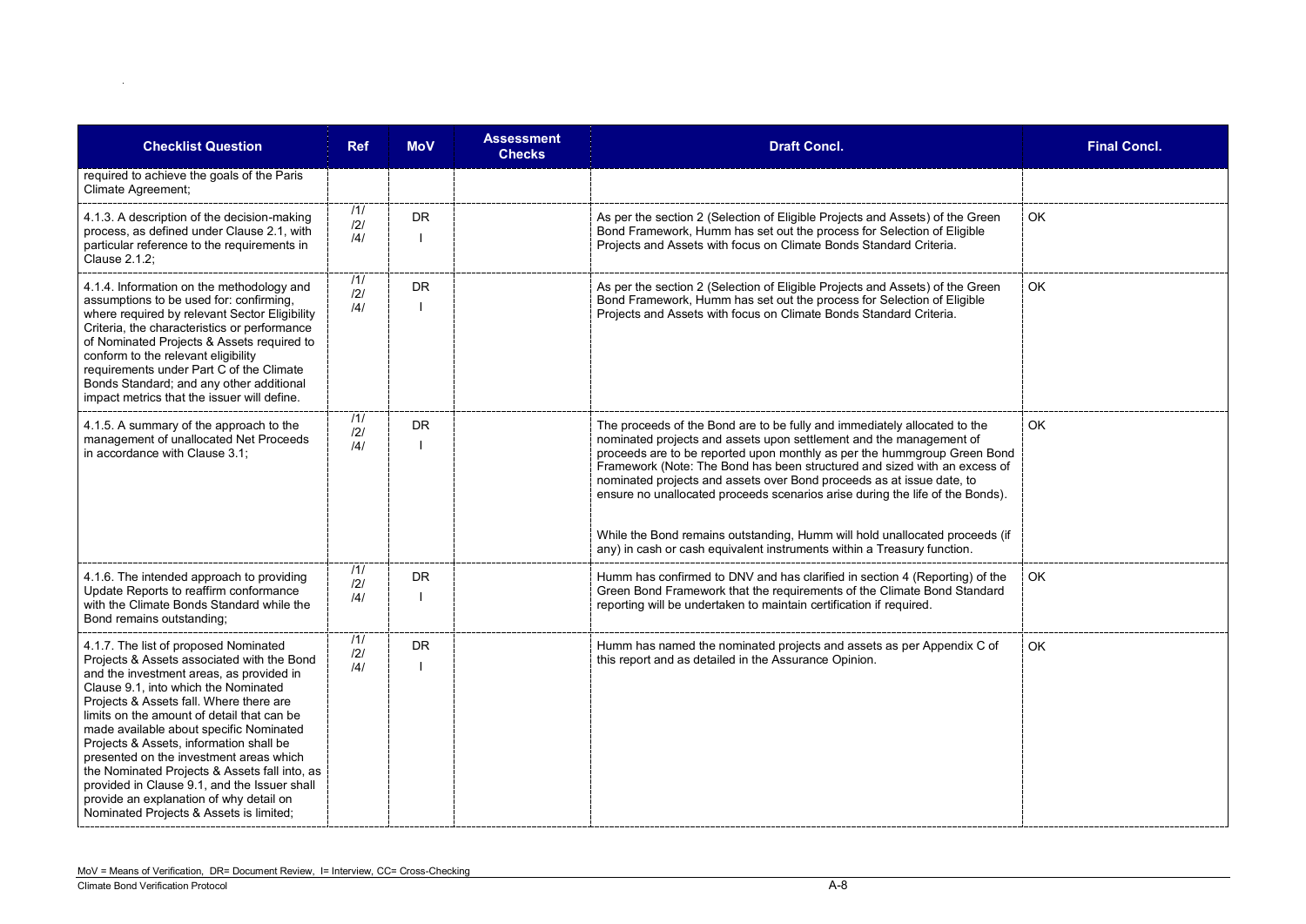| Checklist Question | Ref | MoV | Assessment Checks | Draft Concl. | Final Concl. |
|---|---|---|---|---|---|
| required to achieve the goals of the Paris Climate Agreement; | | | | | |
| 4.1.3. A description of the decision-making process, as defined under Clause 2.1, with particular reference to the requirements in Clause 2.1.2; | /1/ /2/ /4/ | DR I | | As per the section 2 (Selection of Eligible Projects and Assets) of the Green Bond Framework, Humm has set out the process for Selection of Eligible Projects and Assets with focus on Climate Bonds Standard Criteria. | OK |
| 4.1.4. Information on the methodology and assumptions to be used for: confirming, where required by relevant Sector Eligibility Criteria, the characteristics or performance of Nominated Projects & Assets required to conform to the relevant eligibility requirements under Part C of the Climate Bonds Standard; and any other additional impact metrics that the issuer will define. | /1/ /2/ /4/ | DR I | | As per the section 2 (Selection of Eligible Projects and Assets) of the Green Bond Framework, Humm has set out the process for Selection of Eligible Projects and Assets with focus on Climate Bonds Standard Criteria. | OK |
| 4.1.5. A summary of the approach to the management of unallocated Net Proceeds in accordance with Clause 3.1; | /1/ /2/ /4/ | DR I | | The proceeds of the Bond are to be fully and immediately allocated to the nominated projects and assets upon settlement and the management of proceeds are to be reported upon monthly as per the hummgroup Green Bond Framework (Note: The Bond has been structured and sized with an excess of nominated projects and assets over Bond proceeds as at issue date, to ensure no unallocated proceeds scenarios arise during the life of the Bonds).<br><br>While the Bond remains outstanding, Humm will hold unallocated proceeds (if any) in cash or cash equivalent instruments within a Treasury function. | OK |
| 4.1.6. The intended approach to providing Update Reports to reaffirm conformance with the Climate Bonds Standard while the Bond remains outstanding; | /1/ /2/ /4/ | DR I | | Humm has confirmed to DNV and has clarified in section 4 (Reporting) of the Green Bond Framework that the requirements of the Climate Bond Standard reporting will be undertaken to maintain certification if required. | OK |
| 4.1.7. The list of proposed Nominated Projects & Assets associated with the Bond and the investment areas, as provided in Clause 9.1, into which the Nominated Projects & Assets fall. Where there are limits on the amount of detail that can be made available about specific Nominated Projects & Assets, information shall be presented on the investment areas which the Nominated Projects & Assets fall into, as provided in Clause 9.1, and the Issuer shall provide an explanation of why detail on Nominated Projects & Assets is limited; | /1/ /2/ /4/ | DR I | | Humm has named the nominated projects and assets as per Appendix C of this report and as detailed in the Assurance Opinion. | OK |

MoV = Means of Verification, DR= Document Review, I= Interview, CC= Cross-Checking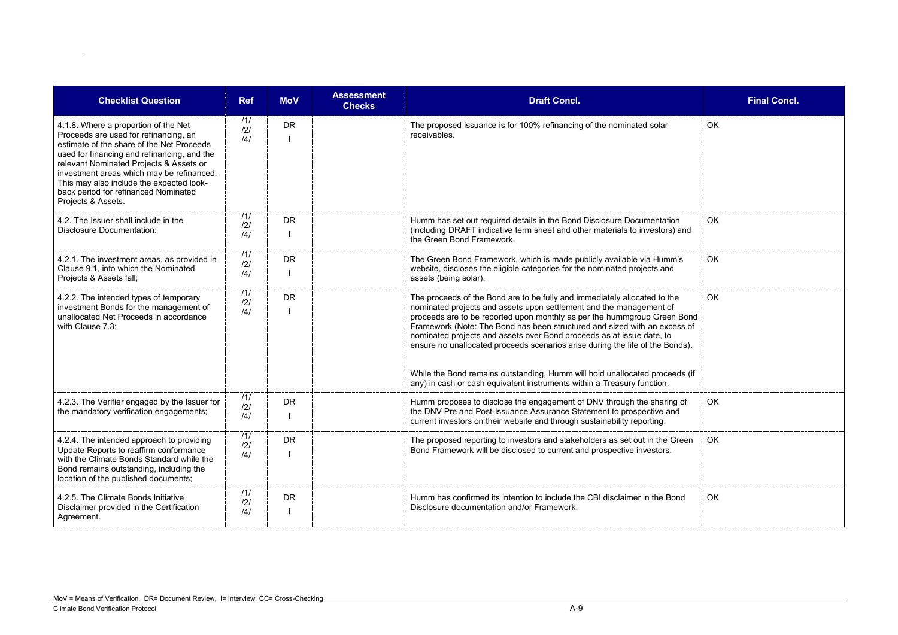| Checklist Question | Ref | MoV | Assessment Checks | Draft Concl. | Final Concl. |
|---|---|---|---|---|---|
| 4.1.8. Where a proportion of the Net Proceeds are used for refinancing, an estimate of the share of the Net Proceeds used for financing and refinancing, and the relevant Nominated Projects & Assets or investment areas which may be refinanced. This may also include the expected look-back period for refinanced Nominated Projects & Assets. | /1/ /2/ /4/ | DR I | | The proposed issuance is for 100% refinancing of the nominated solar receivables. | OK |
| 4.2. The Issuer shall include in the Disclosure Documentation: | /1/ /2/ /4/ | DR I | | Humm has set out required details in the Bond Disclosure Documentation (including DRAFT indicative term sheet and other materials to investors) and the Green Bond Framework. | OK |
| 4.2.1. The investment areas, as provided in Clause 9.1, into which the Nominated Projects & Assets fall; | /1/ /2/ /4/ | DR I | | The Green Bond Framework, which is made publicly available via Humm's website, discloses the eligible categories for the nominated projects and assets (being solar). | OK |
| 4.2.2. The intended types of temporary investment Bonds for the management of unallocated Net Proceeds in accordance with Clause 7.3; | /1/ /2/ /4/ | DR I | | The proceeds of the Bond are to be fully and immediately allocated to the nominated projects and assets upon settlement and the management of proceeds are to be reported upon monthly as per the hummgroup Green Bond Framework (Note: The Bond has been structured and sized with an excess of nominated projects and assets over Bond proceeds as at issue date, to ensure no unallocated proceeds scenarios arise during the life of the Bonds).<br><br>While the Bond remains outstanding, Humm will hold unallocated proceeds (if any) in cash or cash equivalent instruments within a Treasury function. | OK |
| 4.2.3. The Verifier engaged by the Issuer for the mandatory verification engagements; | /1/ /2/ /4/ | DR I | | Humm proposes to disclose the engagement of DNV through the sharing of the DNV Pre and Post-Issuance Assurance Statement to prospective and current investors on their website and through sustainability reporting. | OK |
| 4.2.4. The intended approach to providing Update Reports to reaffirm conformance with the Climate Bonds Standard while the Bond remains outstanding, including the location of the published documents; | /1/ /2/ /4/ | DR I | | The proposed reporting to investors and stakeholders as set out in the Green Bond Framework will be disclosed to current and prospective investors. | OK |
| 4.2.5. The Climate Bonds Initiative Disclaimer provided in the Certification Agreement. | /1/ /2/ /4/ | DR I | | Humm has confirmed its intention to include the CBI disclaimer in the Bond Disclosure documentation and/or Framework. | OK |

MoV = Means of Verification, DR= Document Review, I= Interview, CC= Cross-Checking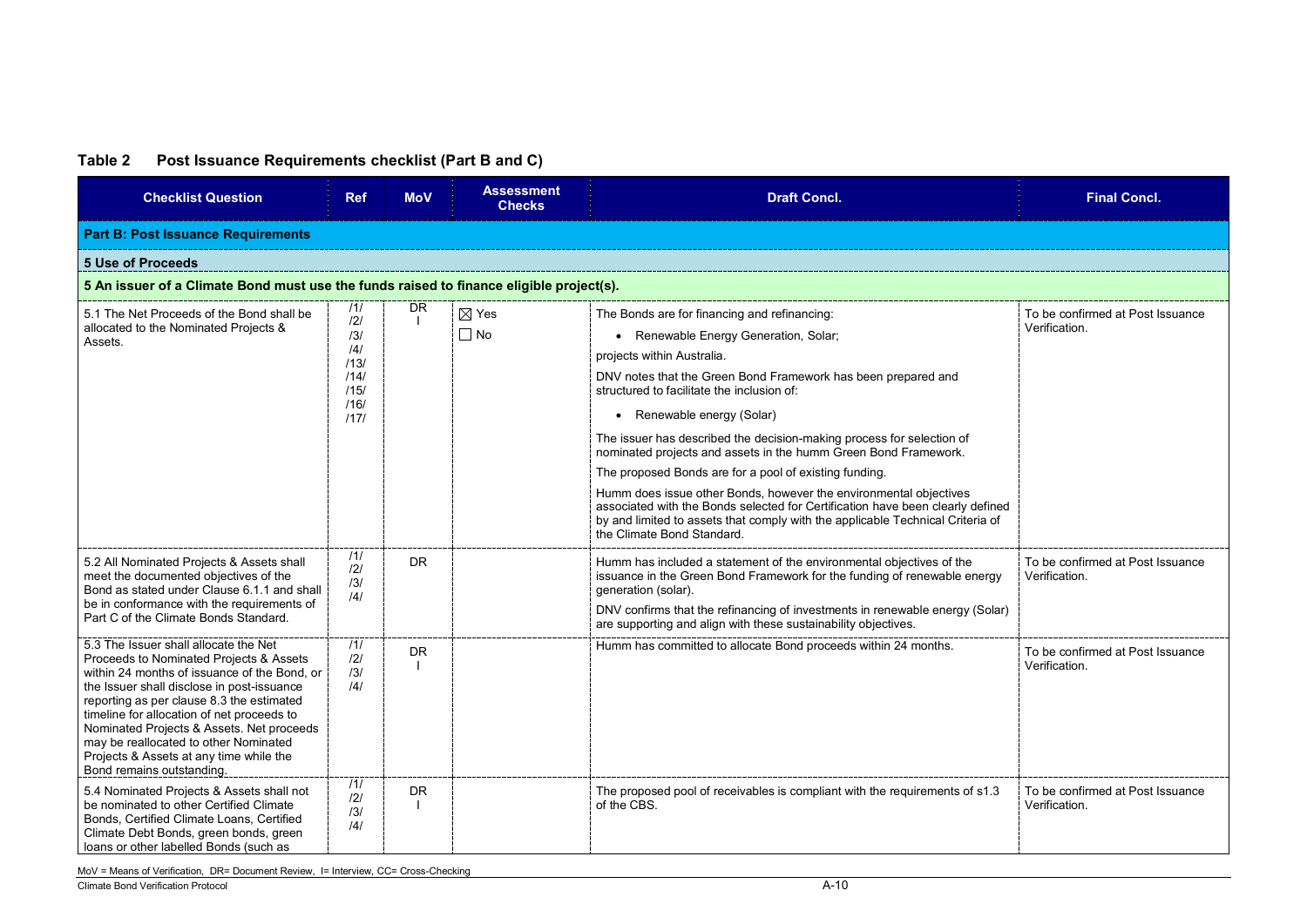**Table 2 Post Issuance Requirements checklist (Part B and C)**

| Checklist Question | Ref | MoV | Assessment Checks | Draft Concl. | Final Concl. |
|---|---|---|---|---|---|
| **Part B: Post Issuance Requirements** | | | | | |
| **5 Use of Proceeds** | | | | | |
| **5 An issuer of a Climate Bond must use the funds raised to finance eligible project(s).** | | | | | |
| 5.1 The Net Proceeds of the Bond shall be allocated to the Nominated Projects & Assets. | /1/ /2/ /3/ /4/ /13/ /14/ /15/ /16/ /17/ | DR I | ☒ Yes ☐ No | The Bonds are for financing and refinancing: <br> • Renewable Energy Generation, Solar; <br> projects within Australia. <br> DNV notes that the Green Bond Framework has been prepared and structured to facilitate the inclusion of: <br> • Renewable energy (Solar) <br> The issuer has described the decision-making process for selection of nominated projects and assets in the humm Green Bond Framework. <br> The proposed Bonds are for a pool of existing funding. <br> Humm does issue other Bonds, however the environmental objectives associated with the Bonds selected for Certification have been clearly defined by and limited to assets that comply with the applicable Technical Criteria of the Climate Bond Standard. | To be confirmed at Post Issuance Verification. |
| 5.2 All Nominated Projects & Assets shall meet the documented objectives of the Bond as stated under Clause 6.1.1 and shall be in conformance with the requirements of Part C of the Climate Bonds Standard. | /1/ /2/ /3/ /4/ | DR | | Humm has included a statement of the environmental objectives of the issuance in the Green Bond Framework for the funding of renewable energy generation (solar). <br> DNV confirms that the refinancing of investments in renewable energy (Solar) are supporting and align with these sustainability objectives. | To be confirmed at Post Issuance Verification. |
| 5.3 The Issuer shall allocate the Net Proceeds to Nominated Projects & Assets within 24 months of issuance of the Bond, or the Issuer shall disclose in post-issuance reporting as per clause 8.3 the estimated timeline for allocation of net proceeds to Nominated Projects & Assets. Net proceeds may be reallocated to other Nominated Projects & Assets at any time while the Bond remains outstanding. | /1/ /2/ /3/ /4/ | DR I | | Humm has committed to allocate Bond proceeds within 24 months. | To be confirmed at Post Issuance Verification. |
| 5.4 Nominated Projects & Assets shall not be nominated to other Certified Climate Bonds, Certified Climate Loans, Certified Climate Debt Bonds, green bonds, green loans or other labelled Bonds (such as | /1/ /2/ /3/ /4/ | DR I | | The proposed pool of receivables is compliant with the requirements of s1.3 of the CBS. | To be confirmed at Post Issuance Verification. |

MoV = Means of Verification, DR= Document Review, I= Interview, CC= Cross-Checking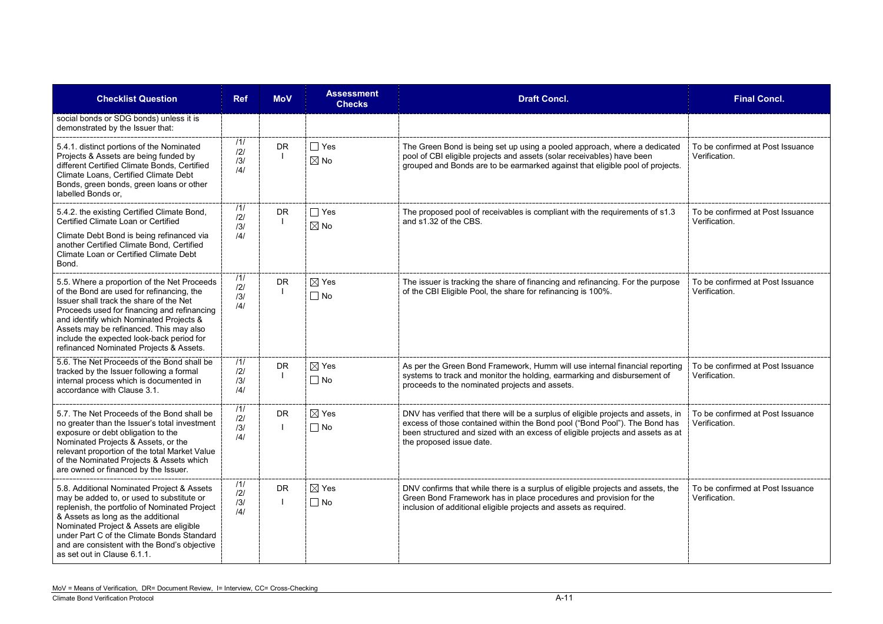| Checklist Question | Ref | MoV | Assessment Checks | Draft Concl. | Final Concl. |
|---|---|---|---|---|---|
| social bonds or SDG bonds) unless it is demonstrated by the Issuer that: | | | | | |
| 5.4.1. distinct portions of the Nominated Projects & Assets are being funded by different Certified Climate Bonds, Certified Climate Loans, Certified Climate Debt Bonds, green bonds, green loans or other labelled Bonds or, | /1/ /2/ /3/ /4/ | DR I | ☐ Yes ☒ No | The Green Bond is being set up using a pooled approach, where a dedicated pool of CBI eligible projects and assets (solar receivables) have been grouped and Bonds are to be earmarked against that eligible pool of projects. | To be confirmed at Post Issuance Verification. |
| 5.4.2. the existing Certified Climate Bond, Certified Climate Loan or Certified Climate Debt Bond is being refinanced via another Certified Climate Bond, Certified Climate Loan or Certified Climate Debt Bond. | /1/ /2/ /3/ /4/ | DR I | ☐ Yes ☒ No | The proposed pool of receivables is compliant with the requirements of s1.3 and s1.32 of the CBS. | To be confirmed at Post Issuance Verification. |
| 5.5. Where a proportion of the Net Proceeds of the Bond are used for refinancing, the Issuer shall track the share of the Net Proceeds used for financing and refinancing and identify which Nominated Projects & Assets may be refinanced. This may also include the expected look-back period for refinanced Nominated Projects & Assets. | /1/ /2/ /3/ /4/ | DR I | ☒ Yes ☐ No | The issuer is tracking the share of financing and refinancing. For the purpose of the CBI Eligible Pool, the share for refinancing is 100%. | To be confirmed at Post Issuance Verification. |
| 5.6. The Net Proceeds of the Bond shall be tracked by the Issuer following a formal internal process which is documented in accordance with Clause 3.1. | /1/ /2/ /3/ /4/ | DR I | ☒ Yes ☐ No | As per the Green Bond Framework, Humm will use internal financial reporting systems to track and monitor the holding, earmarking and disbursement of proceeds to the nominated projects and assets. | To be confirmed at Post Issuance Verification. |
| 5.7. The Net Proceeds of the Bond shall be no greater than the Issuer's total investment exposure or debt obligation to the Nominated Projects & Assets, or the relevant proportion of the total Market Value of the Nominated Projects & Assets which are owned or financed by the Issuer. | /1/ /2/ /3/ /4/ | DR I | ☒ Yes ☐ No | DNV has verified that there will be a surplus of eligible projects and assets, in excess of those contained within the Bond pool ("Bond Pool"). The Bond has been structured and sized with an excess of eligible projects and assets as at the proposed issue date. | To be confirmed at Post Issuance Verification. |
| 5.8. Additional Nominated Project & Assets may be added to, or used to substitute or replenish, the portfolio of Nominated Project & Assets as long as the additional Nominated Project & Assets are eligible under Part C of the Climate Bonds Standard and are consistent with the Bond's objective as set out in Clause 6.1.1. | /1/ /2/ /3/ /4/ | DR I | ☒ Yes ☐ No | DNV confirms that while there is a surplus of eligible projects and assets, the Green Bond Framework has in place procedures and provision for the inclusion of additional eligible projects and assets as required. | To be confirmed at Post Issuance Verification. |

MoV = Means of Verification, DR= Document Review, I= Interview, CC= Cross-Checking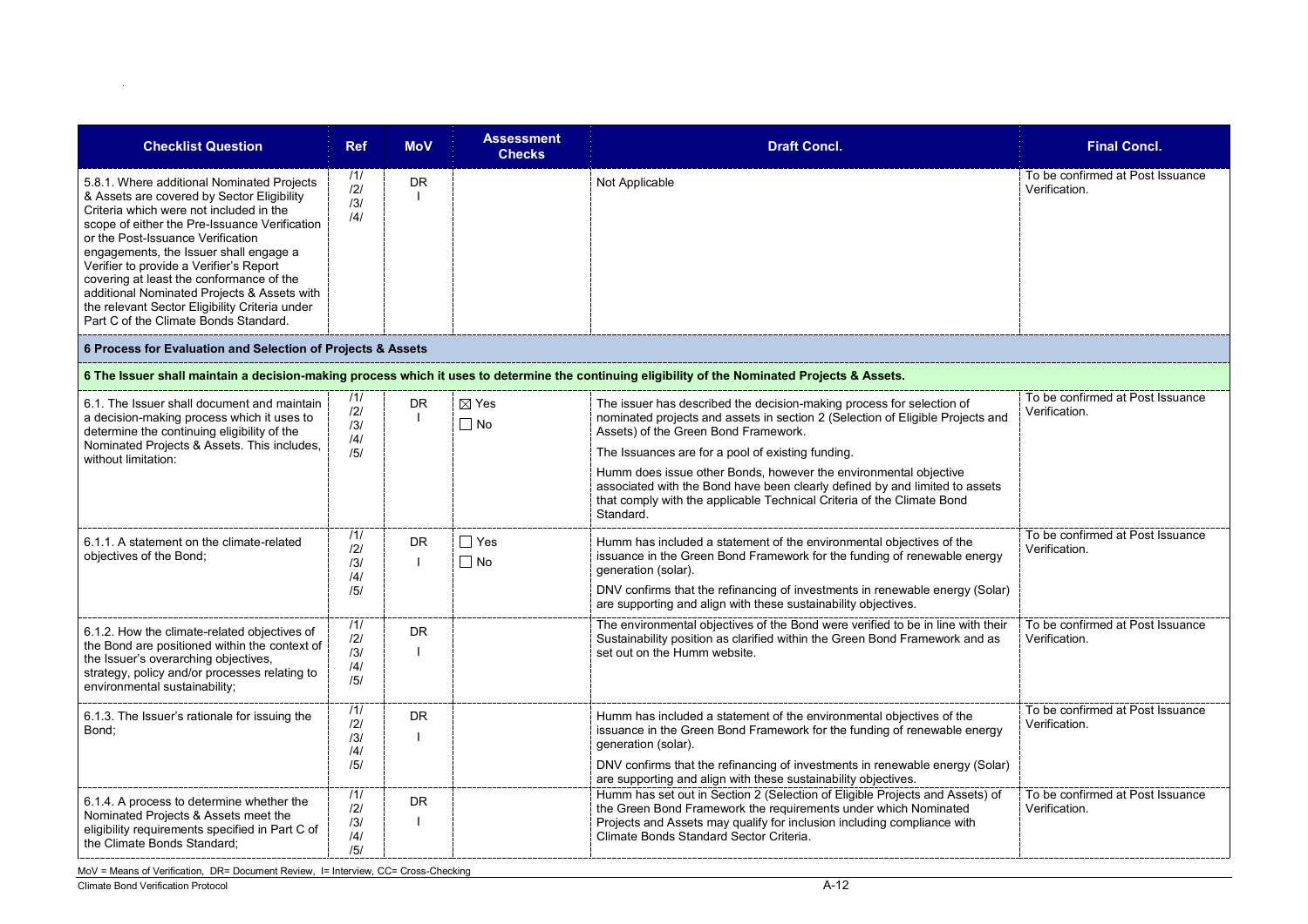| Checklist Question | Ref | MoV | Assessment Checks | Draft Concl. | Final Concl. |
|---|---|---|---|---|---|
| 5.8.1. Where additional Nominated Projects & Assets are covered by Sector Eligibility Criteria which were not included in the scope of either the Pre-Issuance Verification or the Post-Issuance Verification engagements, the Issuer shall engage a Verifier to provide a Verifier's Report covering at least the conformance of the additional Nominated Projects & Assets with the relevant Sector Eligibility Criteria under Part C of the Climate Bonds Standard. | /1/ /2/ /3/ /4/ | DR I | | Not Applicable | To be confirmed at Post Issuance Verification. |
| **6 Process for Evaluation and Selection of Projects & Assets** | | | | | |
| **6 The Issuer shall maintain a decision-making process which it uses to determine the continuing eligibility of the Nominated Projects & Assets.** | | | | | |
| 6.1. The Issuer shall document and maintain a decision-making process which it uses to determine the continuing eligibility of the Nominated Projects & Assets. This includes, without limitation: | /1/ /2/ /3/ /4/ /5/ | DR I | ☒ Yes ☐ No | The issuer has described the decision-making process for selection of nominated projects and assets in section 2 (Selection of Eligible Projects and Assets) of the Green Bond Framework.<br><br>The Issuances are for a pool of existing funding.<br><br>Humm does issue other Bonds, however the environmental objective associated with the Bond have been clearly defined by and limited to assets that comply with the applicable Technical Criteria of the Climate Bond Standard. | To be confirmed at Post Issuance Verification. |
| 6.1.1. A statement on the climate-related objectives of the Bond; | /1/ /2/ /3/ /4/ /5/ | DR I | ☐ Yes ☐ No | Humm has included a statement of the environmental objectives of the issuance in the Green Bond Framework for the funding of renewable energy generation (solar).<br><br>DNV confirms that the refinancing of investments in renewable energy (Solar) are supporting and align with these sustainability objectives. | To be confirmed at Post Issuance Verification. |
| 6.1.2. How the climate-related objectives of the Bond are positioned within the context of the Issuer's overarching objectives, strategy, policy and/or processes relating to environmental sustainability; | /1/ /2/ /3/ /4/ /5/ | DR I | | The environmental objectives of the Bond were verified to be in line with their Sustainability position as clarified within the Green Bond Framework and as set out on the Humm website. | To be confirmed at Post Issuance Verification. |
| 6.1.3. The Issuer's rationale for issuing the Bond; | /1/ /2/ /3/ /4/ /5/ | DR I | | Humm has included a statement of the environmental objectives of the issuance in the Green Bond Framework for the funding of renewable energy generation (solar).<br><br>DNV confirms that the refinancing of investments in renewable energy (Solar) are supporting and align with these sustainability objectives. | To be confirmed at Post Issuance Verification. |
| 6.1.4. A process to determine whether the Nominated Projects & Assets meet the eligibility requirements specified in Part C of the Climate Bonds Standard; | /1/ /2/ /3/ /4/ /5/ | DR I | | Humm has set out in Section 2 (Selection of Eligible Projects and Assets) of the Green Bond Framework the requirements under which Nominated Projects and Assets may qualify for inclusion including compliance with Climate Bonds Standard Sector Criteria. | To be confirmed at Post Issuance Verification. |

MoV = Means of Verification, DR= Document Review, I= Interview, CC= Cross-Checking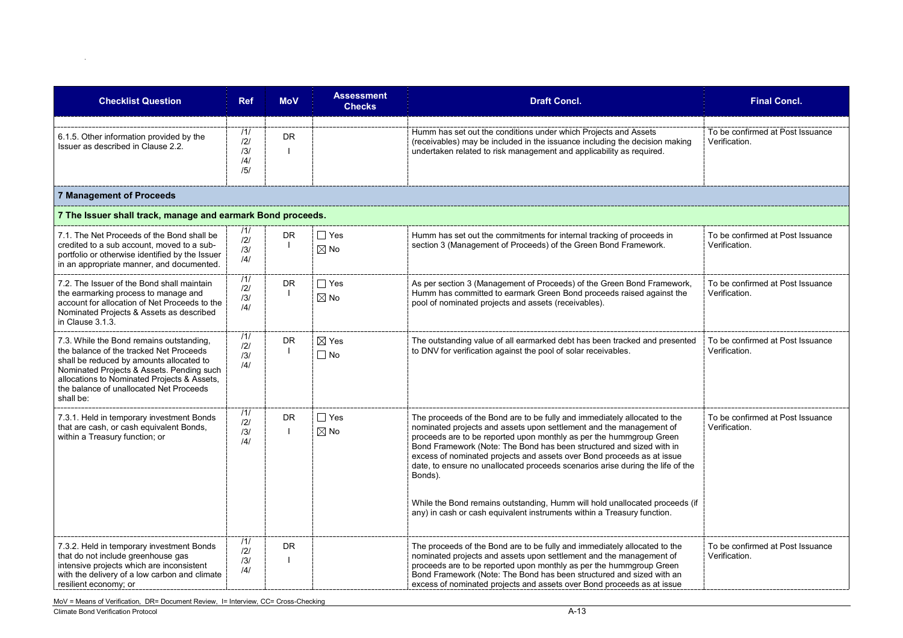| Checklist Question | Ref | MoV | Assessment Checks | Draft Concl. | Final Concl. |
|---|---|---|---|---|---|
| 6.1.5. Other information provided by the Issuer as described in Clause 2.2. | /1/ /2/ /3/ /4/ /5/ | DR I | | Humm has set out the conditions under which Projects and Assets (receivables) may be included in the issuance including the decision making undertaken related to risk management and applicability as required. | To be confirmed at Post Issuance Verification. |
| **7 Management of Proceeds** | | | | | |
| **7 The Issuer shall track, manage and earmark Bond proceeds.** | | | | | |
| 7.1. The Net Proceeds of the Bond shall be credited to a sub account, moved to a sub-portfolio or otherwise identified by the Issuer in an appropriate manner, and documented. | /1/ /2/ /3/ /4/ | DR I | ☐ Yes ☒ No | Humm has set out the commitments for internal tracking of proceeds in section 3 (Management of Proceeds) of the Green Bond Framework. | To be confirmed at Post Issuance Verification. |
| 7.2. The Issuer of the Bond shall maintain the earmarking process to manage and account for allocation of Net Proceeds to the Nominated Projects & Assets as described in Clause 3.1.3. | /1/ /2/ /3/ /4/ | DR I | ☐ Yes ☒ No | As per section 3 (Management of Proceeds) of the Green Bond Framework, Humm has committed to earmark Green Bond proceeds raised against the pool of nominated projects and assets (receivables). | To be confirmed at Post Issuance Verification. |
| 7.3. While the Bond remains outstanding, the balance of the tracked Net Proceeds shall be reduced by amounts allocated to Nominated Projects & Assets. Pending such allocations to Nominated Projects & Assets, the balance of unallocated Net Proceeds shall be: | /1/ /2/ /3/ /4/ | DR I | ☒ Yes ☐ No | The outstanding value of all earmarked debt has been tracked and presented to DNV for verification against the pool of solar receivables. | To be confirmed at Post Issuance Verification. |
| 7.3.1. Held in temporary investment Bonds that are cash, or cash equivalent Bonds, within a Treasury function; or | /1/ /2/ /3/ /4/ | DR I | ☐ Yes ☒ No | The proceeds of the Bond are to be fully and immediately allocated to the nominated projects and assets upon settlement and the management of proceeds are to be reported upon monthly as per the hummgroup Green Bond Framework (Note: The Bond has been structured and sized with in excess of nominated projects and assets over Bond proceeds as at issue date, to ensure no unallocated proceeds scenarios arise during the life of the Bonds).<br><br>While the Bond remains outstanding, Humm will hold unallocated proceeds (if any) in cash or cash equivalent instruments within a Treasury function. | To be confirmed at Post Issuance Verification. |
| 7.3.2. Held in temporary investment Bonds that do not include greenhouse gas intensive projects which are inconsistent with the delivery of a low carbon and climate resilient economy; or | /1/ /2/ /3/ /4/ | DR I | | The proceeds of the Bond are to be fully and immediately allocated to the nominated projects and assets upon settlement and the management of proceeds are to be reported upon monthly as per the hummgroup Green Bond Framework (Note: The Bond has been structured and sized with an excess of nominated projects and assets over Bond proceeds as at issue | To be confirmed at Post Issuance Verification. |

MoV = Means of Verification, DR= Document Review, I= Interview, CC= Cross-Checking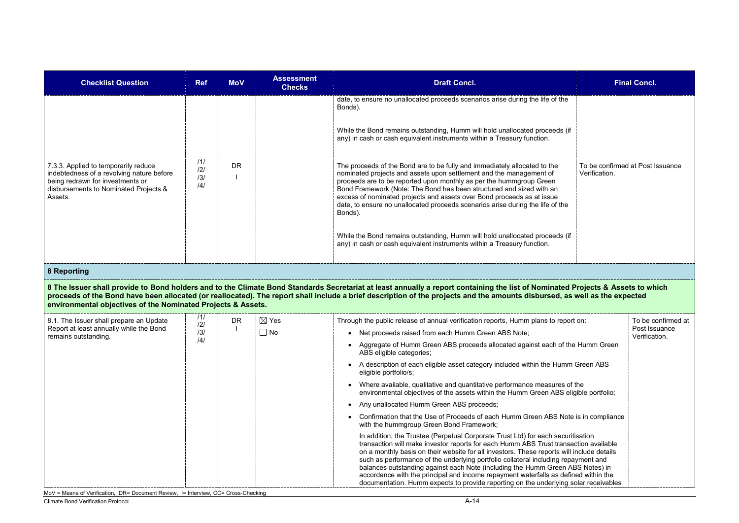| Checklist Question | Ref | MoV | Assessment Checks | Draft Concl. | Final Concl. |
|---|---|---|---|---|---|
| | | | | date, to ensure no unallocated proceeds scenarios arise during the life of the Bonds).<br><br>While the Bond remains outstanding, Humm will hold unallocated proceeds (if any) in cash or cash equivalent instruments within a Treasury function. | |
| 7.3.3. Applied to temporarily reduce indebtedness of a revolving nature before being redrawn for investments or disbursements to Nominated Projects & Assets. | /1/<br>/2/<br>/3/<br>/4/ | DR<br>I | | The proceeds of the Bond are to be fully and immediately allocated to the nominated projects and assets upon settlement and the management of proceeds are to be reported upon monthly as per the hummgroup Green Bond Framework (Note: The Bond has been structured and sized with an excess of nominated projects and assets over Bond proceeds as at issue date, to ensure no unallocated proceeds scenarios arise during the life of the Bonds).<br><br>While the Bond remains outstanding, Humm will hold unallocated proceeds (if any) in cash or cash equivalent instruments within a Treasury function. | To be confirmed at Post Issuance Verification. |
| **8 Reporting** | | | | | |
| **8 The Issuer shall provide to Bond holders and to the Climate Bond Standards Secretariat at least annually a report containing the list of Nominated Projects & Assets to which proceeds of the Bond have been allocated (or reallocated). The report shall include a brief description of the projects and the amounts disbursed, as well as the expected environmental objectives of the Nominated Projects & Assets.** | | | | | |
| 8.1. The Issuer shall prepare an Update Report at least annually while the Bond remains outstanding. | /1/<br>/2/<br>/3/<br>/4/ | DR<br>I | ☒ Yes<br>☐ No | Through the public release of annual verification reports, Humm plans to report on:<br>• Net proceeds raised from each Humm Green ABS Note;<br>• Aggregate of Humm Green ABS proceeds allocated against each of the Humm Green ABS eligible categories;<br>• A description of each eligible asset category included within the Humm Green ABS eligible portfolio/s;<br>• Where available, qualitative and quantitative performance measures of the environmental objectives of the assets within the Humm Green ABS eligible portfolio;<br>• Any unallocated Humm Green ABS proceeds;<br>• Confirmation that the Use of Proceeds of each Humm Green ABS Note is in compliance with the hummgroup Green Bond Framework;<br>In addition, the Trustee (Perpetual Corporate Trust Ltd) for each securitisation transaction will make investor reports for each Humm ABS Trust transaction available on a monthly basis on their website for all investors. These reports will include details such as performance of the underlying portfolio collateral including repayment and balances outstanding against each Note (including the Humm Green ABS Notes) in accordance with the principal and income repayment waterfalls as defined within the documentation. Humm expects to provide reporting on the underlying solar receivables | To be confirmed at Post Issuance Verification. |

MoV = Means of Verification, DR= Document Review, I= Interview, CC= Cross-Checking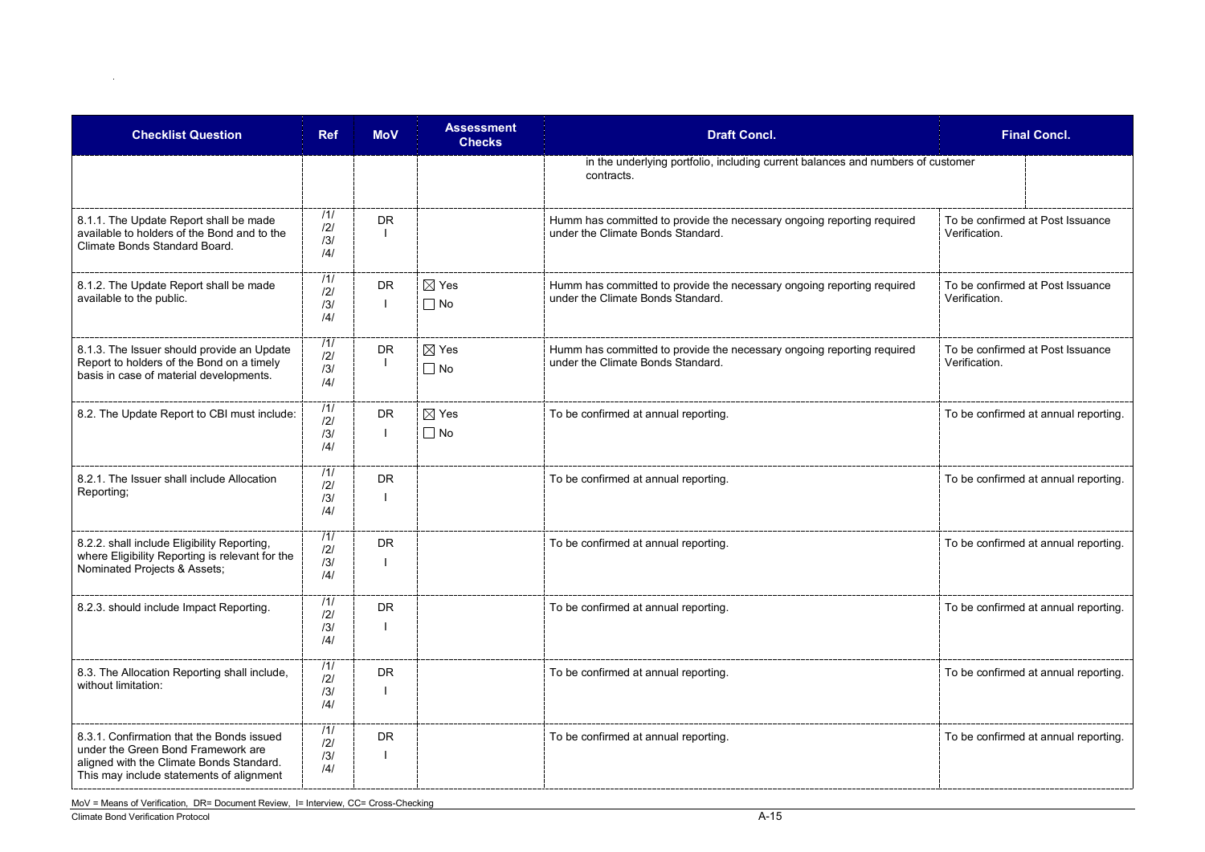| Checklist Question | Ref | MoV | Assessment Checks | Draft Concl. | Final Concl. |
|---|---|---|---|---|---|
| | | | | in the underlying portfolio, including current balances and numbers of customer contracts. | |
| 8.1.1. The Update Report shall be made available to holders of the Bond and to the Climate Bonds Standard Board. | /1/ /2/ /3/ /4/ | DR I | | Humm has committed to provide the necessary ongoing reporting required under the Climate Bonds Standard. | To be confirmed at Post Issuance Verification. |
| 8.1.2. The Update Report shall be made available to the public. | /1/ /2/ /3/ /4/ | DR I | ☒ Yes ☐ No | Humm has committed to provide the necessary ongoing reporting required under the Climate Bonds Standard. | To be confirmed at Post Issuance Verification. |
| 8.1.3. The Issuer should provide an Update Report to holders of the Bond on a timely basis in case of material developments. | /1/ /2/ /3/ /4/ | DR I | ☒ Yes ☐ No | Humm has committed to provide the necessary ongoing reporting required under the Climate Bonds Standard. | To be confirmed at Post Issuance Verification. |
| 8.2. The Update Report to CBI must include: | /1/ /2/ /3/ /4/ | DR I | ☒ Yes ☐ No | To be confirmed at annual reporting. | To be confirmed at annual reporting. |
| 8.2.1. The Issuer shall include Allocation Reporting; | /1/ /2/ /3/ /4/ | DR I | | To be confirmed at annual reporting. | To be confirmed at annual reporting. |
| 8.2.2. shall include Eligibility Reporting, where Eligibility Reporting is relevant for the Nominated Projects & Assets; | /1/ /2/ /3/ /4/ | DR I | | To be confirmed at annual reporting. | To be confirmed at annual reporting. |
| 8.2.3. should include Impact Reporting. | /1/ /2/ /3/ /4/ | DR I | | To be confirmed at annual reporting. | To be confirmed at annual reporting. |
| 8.3. The Allocation Reporting shall include, without limitation: | /1/ /2/ /3/ /4/ | DR I | | To be confirmed at annual reporting. | To be confirmed at annual reporting. |
| 8.3.1. Confirmation that the Bonds issued under the Green Bond Framework are aligned with the Climate Bonds Standard. This may include statements of alignment | /1/ /2/ /3/ /4/ | DR I | | To be confirmed at annual reporting. | To be confirmed at annual reporting. |

MoV = Means of Verification, DR= Document Review, I= Interview, CC= Cross-Checking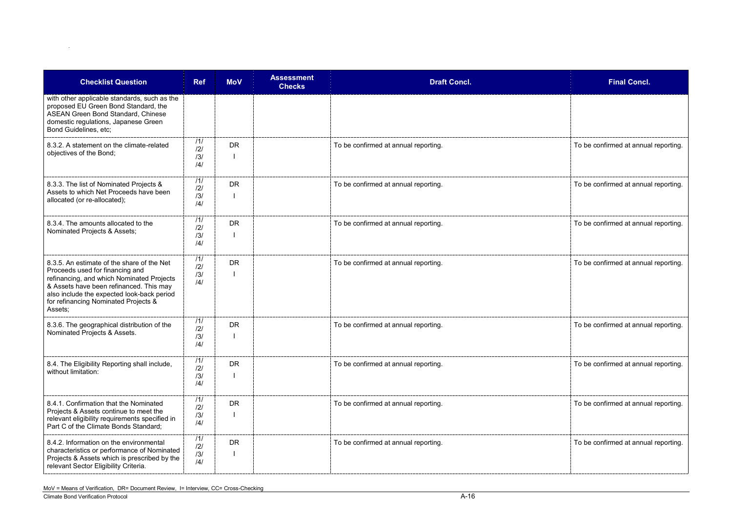| Checklist Question | Ref | MoV | Assessment Checks | Draft Concl. | Final Concl. |
|---|---|---|---|---|---|
| with other applicable standards, such as the proposed EU Green Bond Standard, the ASEAN Green Bond Standard, Chinese domestic regulations, Japanese Green Bond Guidelines, etc; | | | | | |
| 8.3.2. A statement on the climate-related objectives of the Bond; | /1/ /2/ /3/ /4/ | DR I | | To be confirmed at annual reporting. | To be confirmed at annual reporting. |
| 8.3.3. The list of Nominated Projects & Assets to which Net Proceeds have been allocated (or re-allocated); | /1/ /2/ /3/ /4/ | DR I | | To be confirmed at annual reporting. | To be confirmed at annual reporting. |
| 8.3.4. The amounts allocated to the Nominated Projects & Assets; | /1/ /2/ /3/ /4/ | DR I | | To be confirmed at annual reporting. | To be confirmed at annual reporting. |
| 8.3.5. An estimate of the share of the Net Proceeds used for financing and refinancing, and which Nominated Projects & Assets have been refinanced. This may also include the expected look-back period for refinancing Nominated Projects & Assets; | /1/ /2/ /3/ /4/ | DR I | | To be confirmed at annual reporting. | To be confirmed at annual reporting. |
| 8.3.6. The geographical distribution of the Nominated Projects & Assets. | /1/ /2/ /3/ /4/ | DR I | | To be confirmed at annual reporting. | To be confirmed at annual reporting. |
| 8.4. The Eligibility Reporting shall include, without limitation: | /1/ /2/ /3/ /4/ | DR I | | To be confirmed at annual reporting. | To be confirmed at annual reporting. |
| 8.4.1. Confirmation that the Nominated Projects & Assets continue to meet the relevant eligibility requirements specified in Part C of the Climate Bonds Standard; | /1/ /2/ /3/ /4/ | DR I | | To be confirmed at annual reporting. | To be confirmed at annual reporting. |
| 8.4.2. Information on the environmental characteristics or performance of Nominated Projects & Assets which is prescribed by the relevant Sector Eligibility Criteria. | /1/ /2/ /3/ /4/ | DR I | | To be confirmed at annual reporting. | To be confirmed at annual reporting. |

MoV = Means of Verification, DR= Document Review, I= Interview, CC= Cross-Checking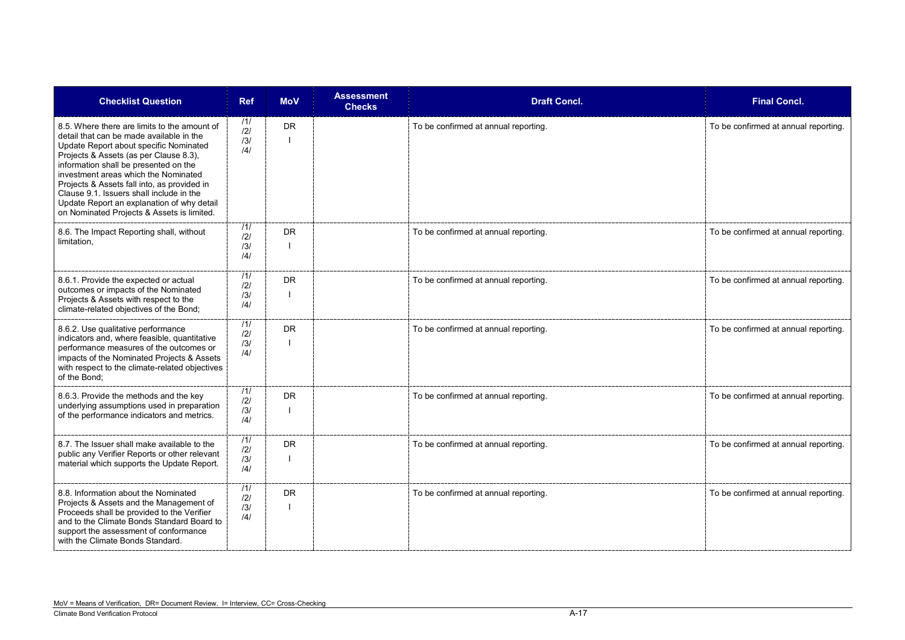| Checklist Question | Ref | MoV | Assessment Checks | Draft Concl. | Final Concl. |
|---|---|---|---|---|---|
| 8.5. Where there are limits to the amount of detail that can be made available in the Update Report about specific Nominated Projects & Assets (as per Clause 8.3), information shall be presented on the investment areas which the Nominated Projects & Assets fall into, as provided in Clause 9.1. Issuers shall include in the Update Report an explanation of why detail on Nominated Projects & Assets is limited. | /1/ /2/ /3/ /4/ | DR I | | To be confirmed at annual reporting. | To be confirmed at annual reporting. |
| 8.6. The Impact Reporting shall, without limitation, | /1/ /2/ /3/ /4/ | DR I | | To be confirmed at annual reporting. | To be confirmed at annual reporting. |
| 8.6.1. Provide the expected or actual outcomes or impacts of the Nominated Projects & Assets with respect to the climate-related objectives of the Bond; | /1/ /2/ /3/ /4/ | DR I | | To be confirmed at annual reporting. | To be confirmed at annual reporting. |
| 8.6.2. Use qualitative performance indicators and, where feasible, quantitative performance measures of the outcomes or impacts of the Nominated Projects & Assets with respect to the climate-related objectives of the Bond; | /1/ /2/ /3/ /4/ | DR I | | To be confirmed at annual reporting. | To be confirmed at annual reporting. |
| 8.6.3. Provide the methods and the key underlying assumptions used in preparation of the performance indicators and metrics. | /1/ /2/ /3/ /4/ | DR I | | To be confirmed at annual reporting. | To be confirmed at annual reporting. |
| 8.7. The Issuer shall make available to the public any Verifier Reports or other relevant material which supports the Update Report. | /1/ /2/ /3/ /4/ | DR I | | To be confirmed at annual reporting. | To be confirmed at annual reporting. |
| 8.8. Information about the Nominated Projects & Assets and the Management of Proceeds shall be provided to the Verifier and to the Climate Bonds Standard Board to support the assessment of conformance with the Climate Bonds Standard. | /1/ /2/ /3/ /4/ | DR I | | To be confirmed at annual reporting. | To be confirmed at annual reporting. |

MoV = Means of Verification, DR= Document Review, I= Interview, CC= Cross-Checking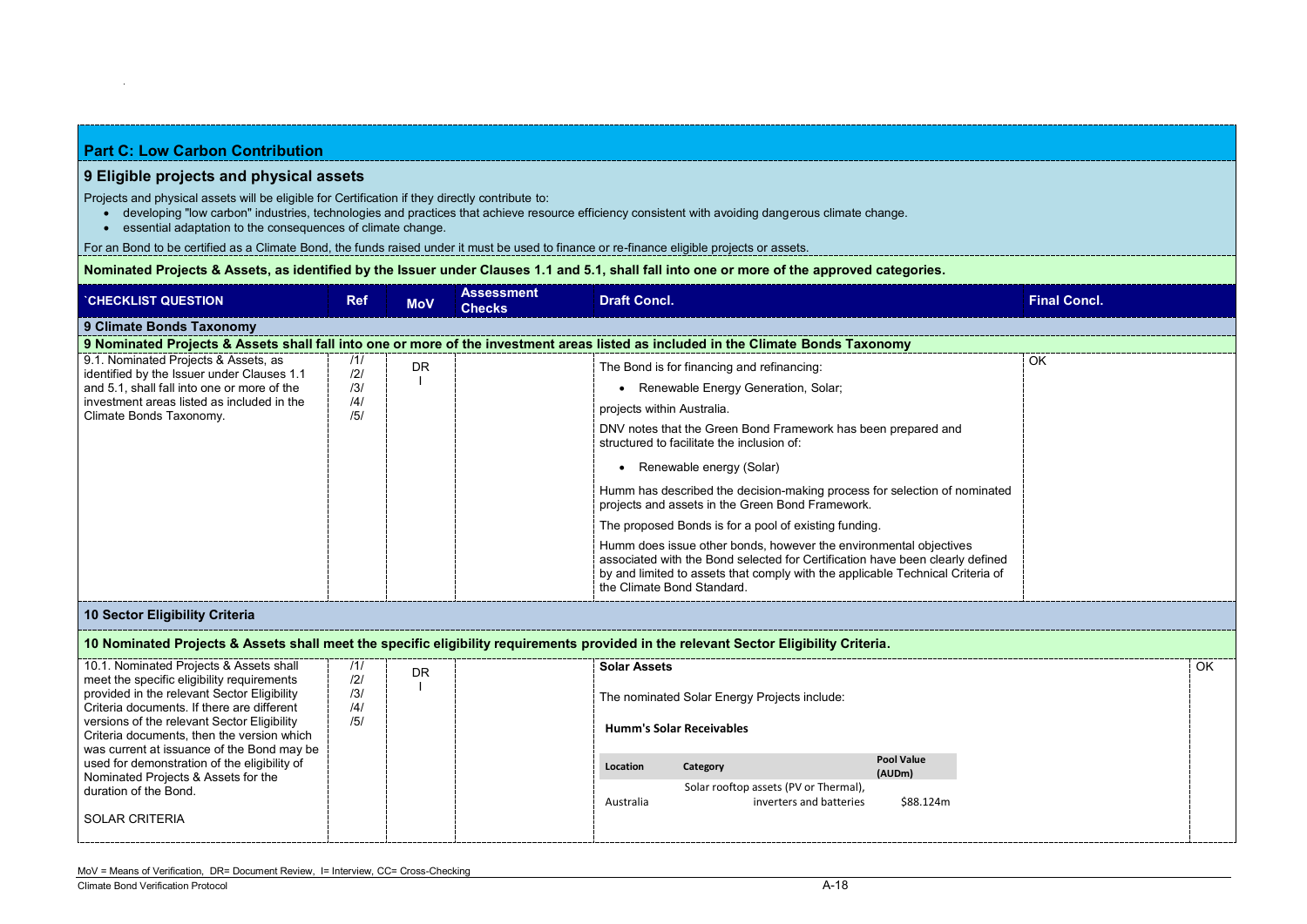## Part C: Low Carbon Contribution

### 9 Eligible projects and physical assets

Projects and physical assets will be eligible for Certification if they directly contribute to:

- developing "low carbon" industries, technologies and practices that achieve resource efficiency consistent with avoiding dangerous climate change.
- essential adaptation to the consequences of climate change.

For an Bond to be certified as a Climate Bond, the funds raised under it must be used to finance or re-finance eligible projects or assets.

**Nominated Projects & Assets, as identified by the Issuer under Clauses 1.1 and 5.1, shall fall into one or more of the approved categories.**

| `CHECKLIST QUESTION | Ref | MoV | Assessment Checks | Draft Concl. | Final Concl. |
|---|---|---|---|---|---|
| **9 Climate Bonds Taxonomy** | | | | | |
| **9 Nominated Projects & Assets shall fall into one or more of the investment areas listed as included in the Climate Bonds Taxonomy** | | | | | |
| 9.1. Nominated Projects & Assets, as identified by the Issuer under Clauses 1.1 and 5.1, shall fall into one or more of the investment areas listed as included in the Climate Bonds Taxonomy. | /1/ /2/ /3/ /4/ /5/ | DR I | | The Bond is for financing and refinancing: <br>• Renewable Energy Generation, Solar; <br>projects within Australia. <br>DNV notes that the Green Bond Framework has been prepared and structured to facilitate the inclusion of: <br>• Renewable energy (Solar) <br>Humm has described the decision-making process for selection of nominated projects and assets in the Green Bond Framework. <br>The proposed Bonds is for a pool of existing funding. <br>Humm does issue other bonds, however the environmental objectives associated with the Bond selected for Certification have been clearly defined by and limited to assets that comply with the applicable Technical Criteria of the Climate Bond Standard. | OK |
| **10 Sector Eligibility Criteria** | | | | | |
| **10 Nominated Projects & Assets shall meet the specific eligibility requirements provided in the relevant Sector Eligibility Criteria.** | | | | | |
| 10.1. Nominated Projects & Assets shall meet the specific eligibility requirements provided in the relevant Sector Eligibility Criteria documents. If there are different versions of the relevant Sector Eligibility Criteria documents, then the version which was current at issuance of the Bond may be used for demonstration of the eligibility of Nominated Projects & Assets for the duration of the Bond. <br><br>SOLAR CRITERIA | /1/ /2/ /3/ /4/ /5/ | DR I | | **Solar Assets** <br>The nominated Solar Energy Projects include: <br>**Humm's Solar Receivables** <br><table><tr><th>Location</th><th>Category</th><th>Pool Value (AUDm)</th></tr><tr><td>Australia</td><td>Solar rooftop assets (PV or Thermal), inverters and batteries</td><td>$88.124m</td></tr></table> | OK |

MoV = Means of Verification, DR= Document Review, I= Interview, CC= Cross-Checking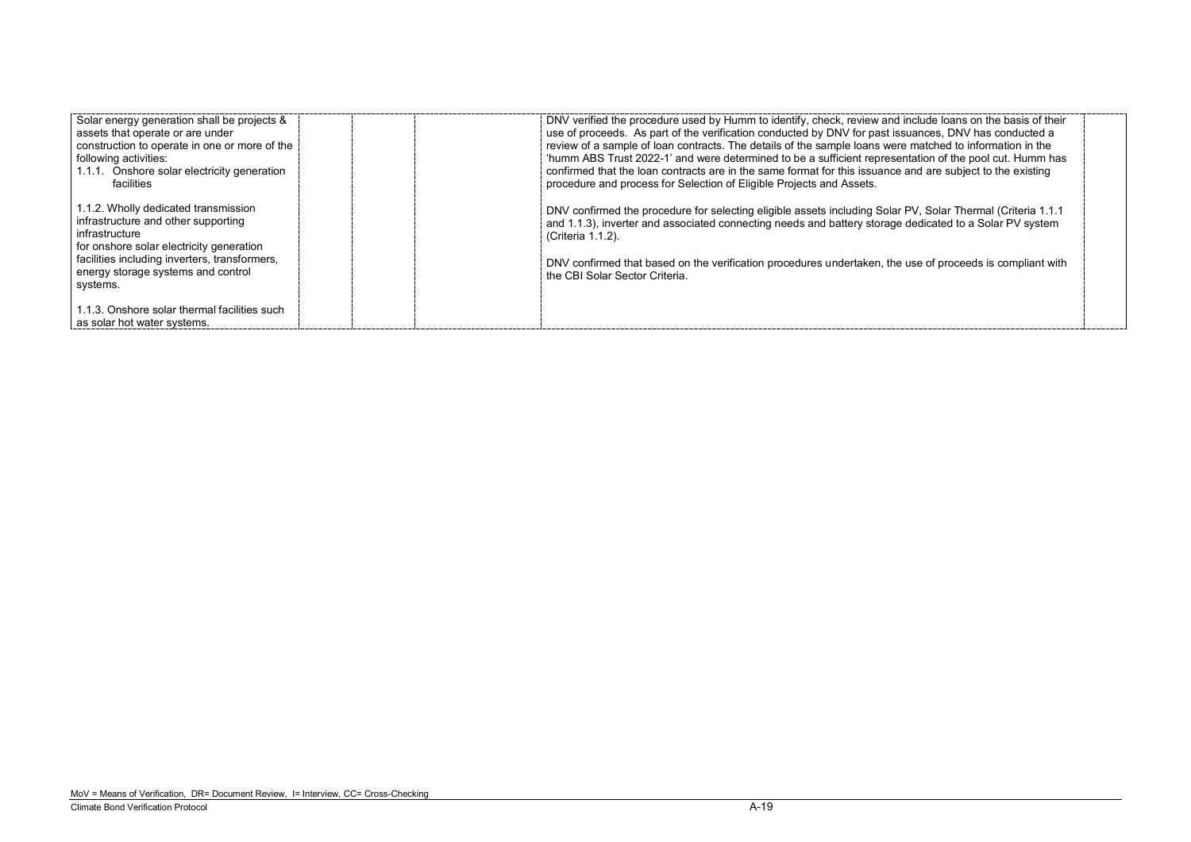| | | | | |
|---|---|---|---|---|
| Solar energy generation shall be projects & assets that operate or are under construction to operate in one or more of the following activities:<br>1.1.1. Onshore solar electricity generation facilities<br><br>1.1.2. Wholly dedicated transmission infrastructure and other supporting infrastructure for onshore solar electricity generation facilities including inverters, transformers, energy storage systems and control systems.<br><br>1.1.3. Onshore solar thermal facilities such as solar hot water systems. | | | DNV verified the procedure used by Humm to identify, check, review and include loans on the basis of their use of proceeds. As part of the verification conducted by DNV for past issuances, DNV has conducted a review of a sample of loan contracts. The details of the sample loans were matched to information in the 'humm ABS Trust 2022-1' and were determined to be a sufficient representation of the pool cut. Humm has confirmed that the loan contracts are in the same format for this issuance and are subject to the existing procedure and process for Selection of Eligible Projects and Assets.<br><br>DNV confirmed the procedure for selecting eligible assets including Solar PV, Solar Thermal (Criteria 1.1.1 and 1.1.3), inverter and associated connecting needs and battery storage dedicated to a Solar PV system (Criteria 1.1.2).<br><br>DNV confirmed that based on the verification procedures undertaken, the use of proceeds is compliant with the CBI Solar Sector Criteria. | |

MoV = Means of Verification, DR= Document Review, I= Interview, CC= Cross-Checking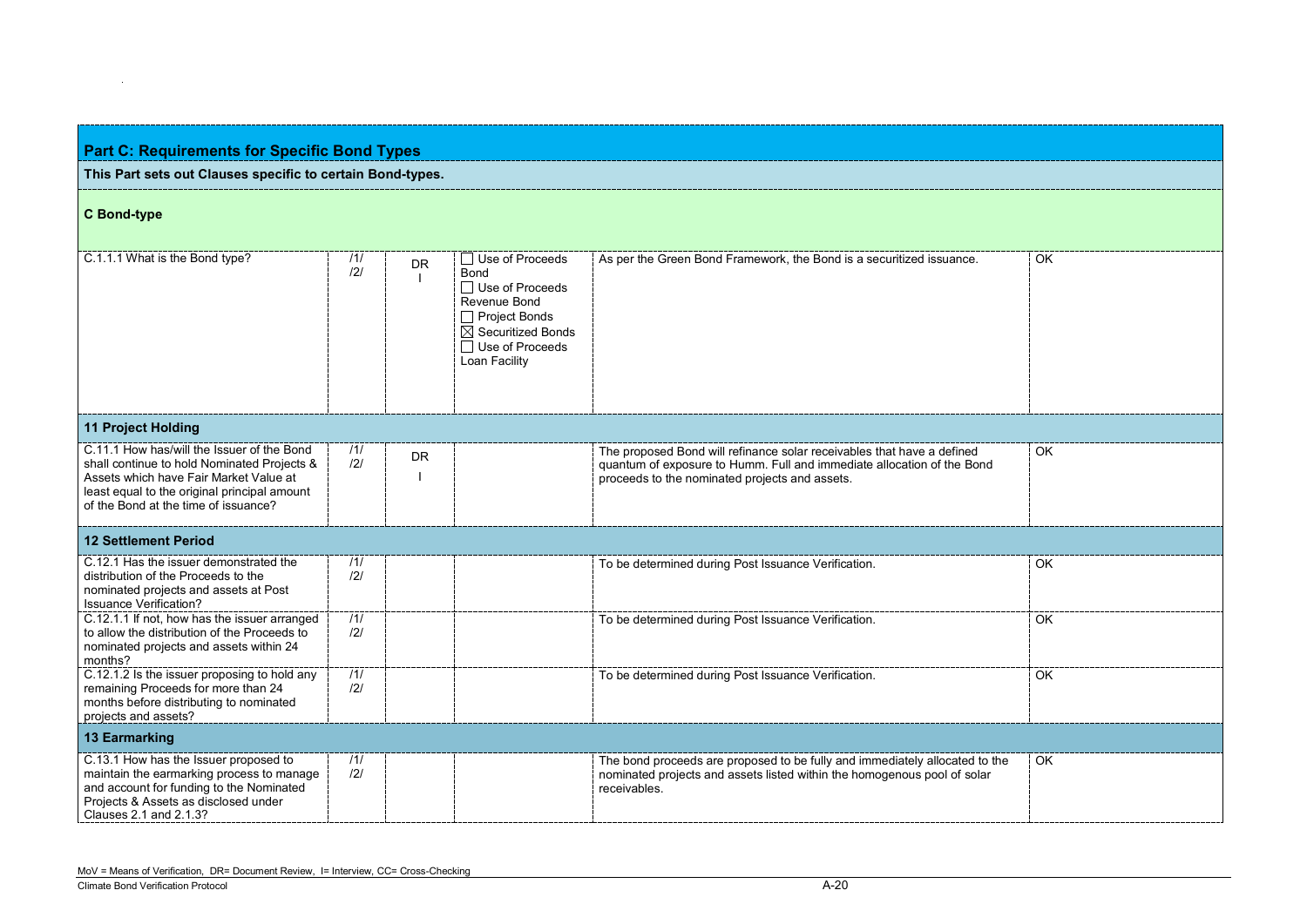## Part C: Requirements for Specific Bond Types

**This Part sets out Clauses specific to certain Bond-types.**

### C Bond-type

| | | | | | |
|---|---|---|---|---|---|
| C.1.1.1 What is the Bond type? | /1/ /2/ | DR I | ☐ Use of Proceeds Bond<br>☐ Use of Proceeds Revenue Bond<br>☐ Project Bonds<br>☒ Securitized Bonds<br>☐ Use of Proceeds Loan Facility | As per the Green Bond Framework, the Bond is a securitized issuance. | OK |
| **11 Project Holding** | | | | | |
| C.11.1 How has/will the Issuer of the Bond shall continue to hold Nominated Projects & Assets which have Fair Market Value at least equal to the original principal amount of the Bond at the time of issuance? | /1/ /2/ | DR I | | The proposed Bond will refinance solar receivables that have a defined quantum of exposure to Humm. Full and immediate allocation of the Bond proceeds to the nominated projects and assets. | OK |
| **12 Settlement Period** | | | | | |
| C.12.1 Has the issuer demonstrated the distribution of the Proceeds to the nominated projects and assets at Post Issuance Verification? | /1/ /2/ | | | To be determined during Post Issuance Verification. | OK |
| C.12.1.1 If not, how has the issuer arranged to allow the distribution of the Proceeds to nominated projects and assets within 24 months? | /1/ /2/ | | | To be determined during Post Issuance Verification. | OK |
| C.12.1.2 Is the issuer proposing to hold any remaining Proceeds for more than 24 months before distributing to nominated projects and assets? | /1/ /2/ | | | To be determined during Post Issuance Verification. | OK |
| **13 Earmarking** | | | | | |
| C.13.1 How has the Issuer proposed to maintain the earmarking process to manage and account for funding to the Nominated Projects & Assets as disclosed under Clauses 2.1 and 2.1.3? | /1/ /2/ | | | The bond proceeds are proposed to be fully and immediately allocated to the nominated projects and assets listed within the homogenous pool of solar receivables. | OK |

MoV = Means of Verification, DR= Document Review, I= Interview, CC= Cross-Checking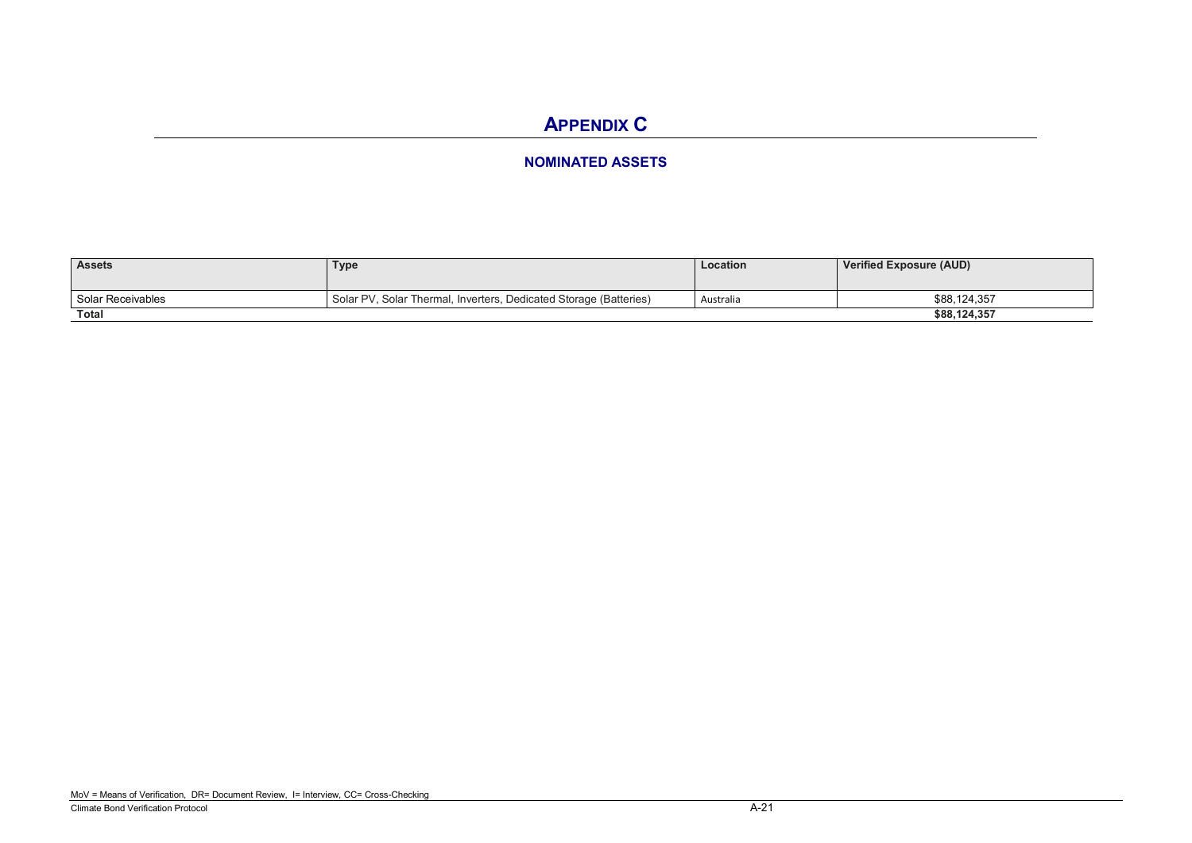# APPENDIX C

### NOMINATED ASSETS

| Assets | Type | Location | Verified Exposure (AUD) |
|---|---|---|---|
| Solar Receivables | Solar PV, Solar Thermal, Inverters, Dedicated Storage (Batteries) | Australia | $88,124,357 |
| **Total** | | | **$88,124,357** |

MoV = Means of Verification, DR= Document Review, I= Interview, CC= Cross-Checking